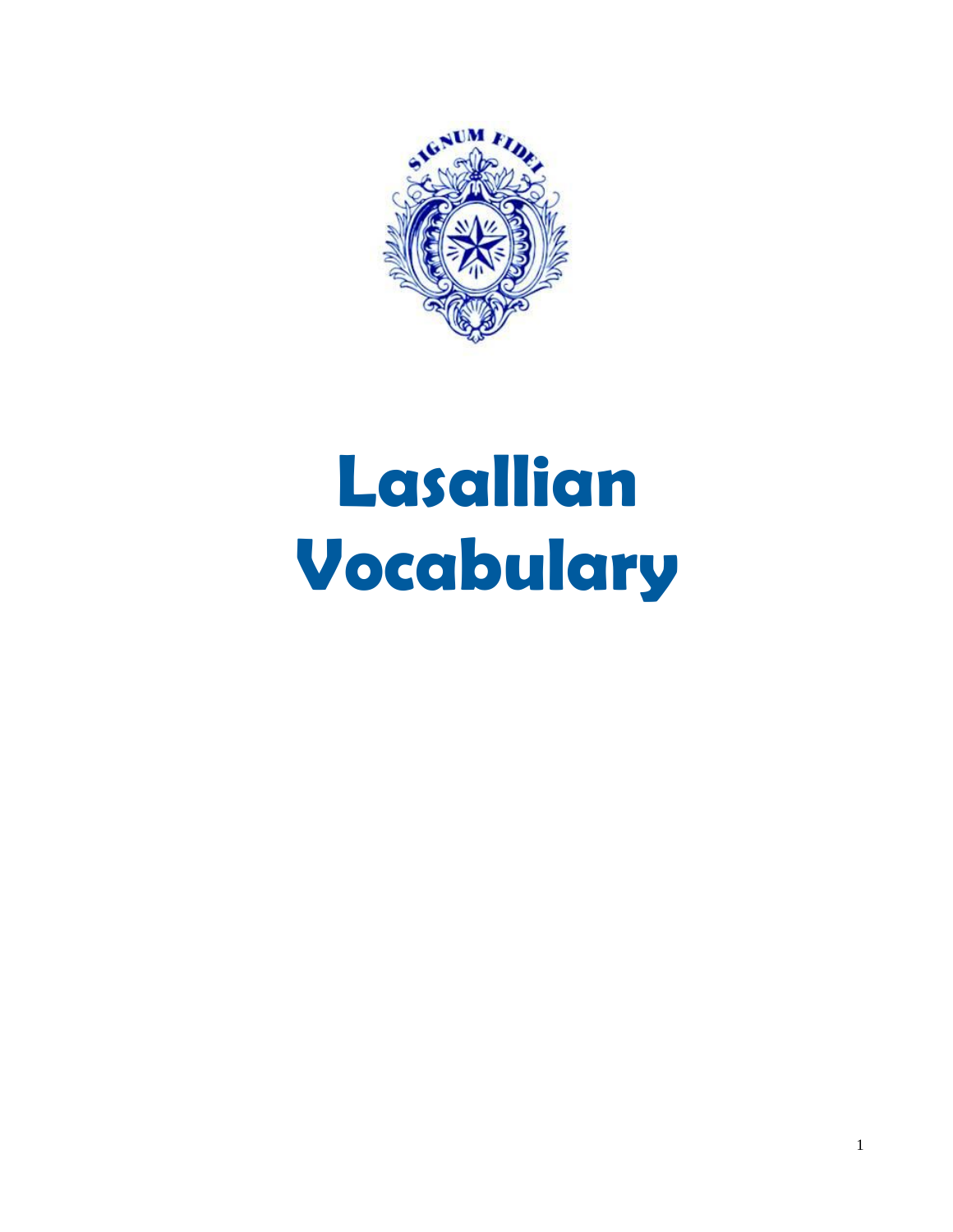# Lasallian Vocabulary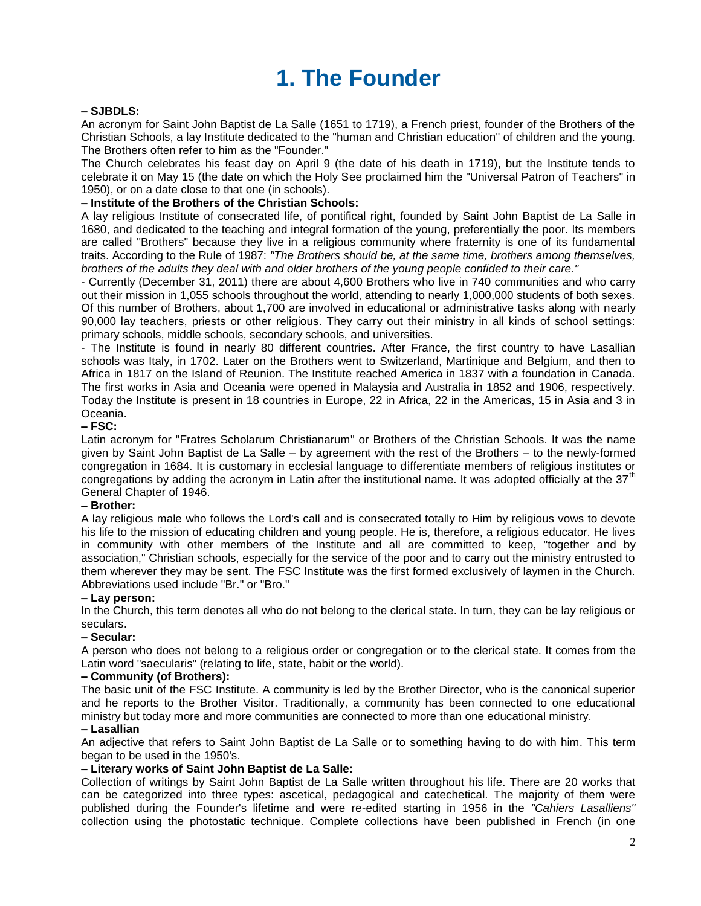# 1. The Founder

**– SJBDLS:**

An acronym for Saint John Baptist de La Salle (1651 to 1719), a French priest, founder of the Brothers of the Christian Schools, a lay Institute dedicated to the "human and Christian education" of children and the young. The Brothers often refer to him as the "Founder."

The Church celebrates his feast day on April 9 (the date of his death in 1719), but the Institute tends to celebrate it on May 15 (the date on which the Holy See proclaimed him the "Universal Patron of Teachers" in 1950), or on a date close to that one (in schools).

**– Institute of the Brothers of the Christian Schools:**

A lay religious Institute of consecrated life, of pontifical right, founded by Saint John Baptist de La Salle in 1680, and dedicated to the teaching and integral formation of the young, preferentially the poor. Its members are called "Brothers" because they live in a religious community where fraternity is one of its fundamental traits. According to the Rule of 1987: *"The Brothers should be, at the same time, brothers among themselves, brothers of the adults they deal with and older brothers of the young people confided to their care."*

- Currently (December 31, 2011) there are about 4,600 Brothers who live in 740 communities and who carry out their mission in 1,055 schools throughout the world, attending to nearly 1,000,000 students of both sexes. Of this number of Brothers, about 1,700 are involved in educational or administrative tasks along with nearly 90,000 lay teachers, priests or other religious. They carry out their ministry in all kinds of school settings: primary schools, middle schools, secondary schools, and universities.

- The Institute is found in nearly 80 different countries. After France, the first country to have Lasallian schools was Italy, in 1702. Later on the Brothers went to Switzerland, Martinique and Belgium, and then to Africa in 1817 on the Island of Reunion. The Institute reached America in 1837 with a foundation in Canada. The first works in Asia and Oceania were opened in Malaysia and Australia in 1852 and 1906, respectively. Today the Institute is present in 18 countries in Europe, 22 in Africa, 22 in the Americas, 15 in Asia and 3 in Oceania.

**– FSC:**

Latin acronym for "Fratres Scholarum Christianarum" or Brothers of the Christian Schools. It was the name given by Saint John Baptist de La Salle – by agreement with the rest of the Brothers – to the newly-formed congregation in 1684. It is customary in ecclesial language to differentiate members of religious institutes or congregations by adding the acronym in Latin after the institutional name. It was adopted officially at the 37th General Chapter of 1946.

**– Brother:**

A lay religious male who follows the Lord's call and is consecrated totally to Him by religious vows to devote his life to the mission of educating children and young people. He is, therefore, a religious educator. He lives in community with other members of the Institute and all are committed to keep, "together and by association," Christian schools, especially for the service of the poor and to carry out the ministry entrusted to them wherever they may be sent. The FSC Institute was the first formed exclusively of laymen in the Church. Abbreviations used include "Br." or "Bro."

**– Lay person:**

In the Church, this term denotes all who do not belong to the clerical state. In turn, they can be lay religious or seculars.

**– Secular:**

A person who does not belong to a religious order or congregation or to the clerical state. It comes from the Latin word "saecularis" (relating to life, state, habit or the world).

**– Community (of Brothers):**

The basic unit of the FSC Institute. A community is led by the Brother Director, who is the canonical superior and he reports to the Brother Visitor. Traditionally, a community has been connected to one educational ministry but today more and more communities are connected to more than one educational ministry.

**– Lasallian**

An adjective that refers to Saint John Baptist de La Salle or to something having to do with him. This term began to be used in the 1950's.

**– Literary works of Saint John Baptist de La Salle:**

Collection of writings by Saint John Baptist de La Salle written throughout his life. There are 20 works that can be categorized into three types: ascetical, pedagogical and catechetical. The majority of them were published during the Founder's lifetime and were re-edited starting in 1956 in the *"Cahiers Lasalliens"* collection using the photostatic technique. Complete collections have been published in French (in one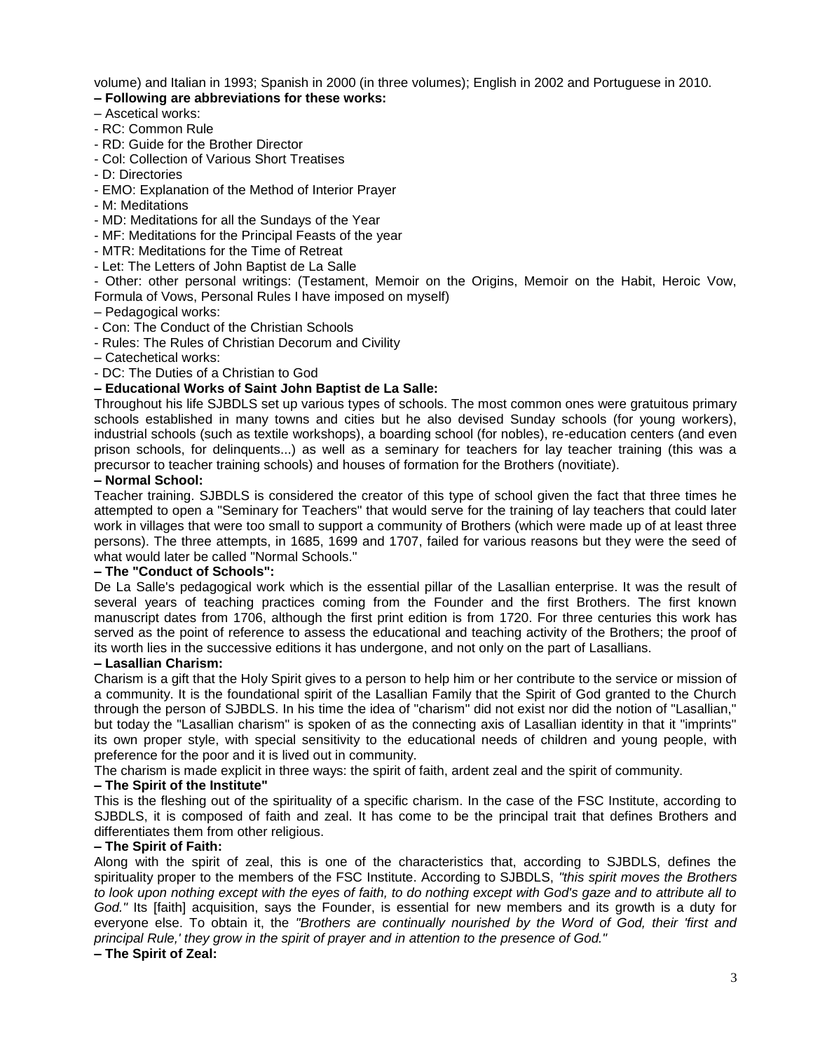volume) and Italian in 1993; Spanish in 2000 (in three volumes); English in 2002 and Portuguese in 2010.

**– Following are abbreviations for these works:**

– Ascetical works:

- RC: Common Rule
- RD: Guide for the Brother Director
- Col: Collection of Various Short Treatises
- D: Directories
- EMO: Explanation of the Method of Interior Prayer
- M: Meditations
- MD: Meditations for all the Sundays of the Year
- MF: Meditations for the Principal Feasts of the year
- MTR: Meditations for the Time of Retreat
- Let: The Letters of John Baptist de La Salle
- Other: other personal writings: (Testament, Memoir on the Origins, Memoir on the Habit, Heroic Vow, Formula of Vows, Personal Rules I have imposed on myself)

– Pedagogical works:

- Con: The Conduct of the Christian Schools
- Rules: The Rules of Christian Decorum and Civility

– Catechetical works:

- DC: The Duties of a Christian to God

**– Educational Works of Saint John Baptist de La Salle:**

Throughout his life SJBDLS set up various types of schools. The most common ones were gratuitous primary schools established in many towns and cities but he also devised Sunday schools (for young workers), industrial schools (such as textile workshops), a boarding school (for nobles), re-education centers (and even prison schools, for delinquents...) as well as a seminary for teachers for lay teacher training (this was a precursor to teacher training schools) and houses of formation for the Brothers (novitiate).

**– Normal School:**

Teacher training. SJBDLS is considered the creator of this type of school given the fact that three times he attempted to open a "Seminary for Teachers" that would serve for the training of lay teachers that could later work in villages that were too small to support a community of Brothers (which were made up of at least three persons). The three attempts, in 1685, 1699 and 1707, failed for various reasons but they were the seed of what would later be called "Normal Schools."

**– The "Conduct of Schools":**

De La Salle's pedagogical work which is the essential pillar of the Lasallian enterprise. It was the result of several years of teaching practices coming from the Founder and the first Brothers. The first known manuscript dates from 1706, although the first print edition is from 1720. For three centuries this work has served as the point of reference to assess the educational and teaching activity of the Brothers; the proof of its worth lies in the successive editions it has undergone, and not only on the part of Lasallians.

**– Lasallian Charism:**

Charism is a gift that the Holy Spirit gives to a person to help him or her contribute to the service or mission of a community. It is the foundational spirit of the Lasallian Family that the Spirit of God granted to the Church through the person of SJBDLS. In his time the idea of "charism" did not exist nor did the notion of "Lasallian," but today the "Lasallian charism" is spoken of as the connecting axis of Lasallian identity in that it "imprints" its own proper style, with special sensitivity to the educational needs of children and young people, with preference for the poor and it is lived out in community.

The charism is made explicit in three ways: the spirit of faith, ardent zeal and the spirit of community.

**– The Spirit of the Institute"**

This is the fleshing out of the spirituality of a specific charism. In the case of the FSC Institute, according to SJBDLS, it is composed of faith and zeal. It has come to be the principal trait that defines Brothers and differentiates them from other religious.

**– The Spirit of Faith:**

Along with the spirit of zeal, this is one of the characteristics that, according to SJBDLS, defines the spirituality proper to the members of the FSC Institute. According to SJBDLS, *"this spirit moves the Brothers to look upon nothing except with the eyes of faith, to do nothing except with God's gaze and to attribute all to God."* Its [faith] acquisition, says the Founder, is essential for new members and its growth is a duty for everyone else. To obtain it, the *"Brothers are continually nourished by the Word of God, their 'first and principal Rule,' they grow in the spirit of prayer and in attention to the presence of God."*

**– The Spirit of Zeal:**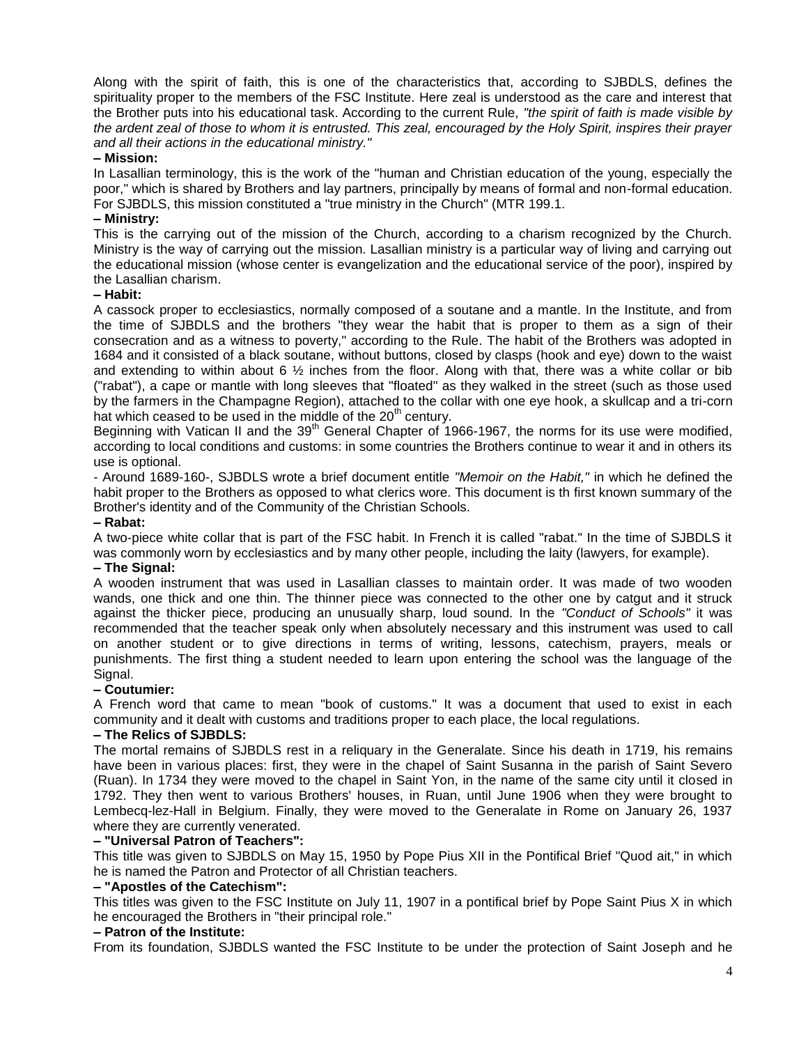Along with the spirit of faith, this is one of the characteristics that, according to SJBDLS, defines the spirituality proper to the members of the FSC Institute. Here zeal is understood as the care and interest that the Brother puts into his educational task. According to the current Rule, *"the spirit of faith is made visible by the ardent zeal of those to whom it is entrusted. This zeal, encouraged by the Holy Spirit, inspires their prayer and all their actions in the educational ministry."*

**– Mission:**

In Lasallian terminology, this is the work of the "human and Christian education of the young, especially the poor," which is shared by Brothers and lay partners, principally by means of formal and non-formal education. For SJBDLS, this mission constituted a "true ministry in the Church" (MTR 199.1.

**– Ministry:**

This is the carrying out of the mission of the Church, according to a charism recognized by the Church. Ministry is the way of carrying out the mission. Lasallian ministry is a particular way of living and carrying out the educational mission (whose center is evangelization and the educational service of the poor), inspired by the Lasallian charism.

**– Habit:**

A cassock proper to ecclesiastics, normally composed of a soutane and a mantle. In the Institute, and from the time of SJBDLS and the brothers "they wear the habit that is proper to them as a sign of their consecration and as a witness to poverty," according to the Rule. The habit of the Brothers was adopted in 1684 and it consisted of a black soutane, without buttons, closed by clasps (hook and eye) down to the waist and extending to within about 6 ½ inches from the floor. Along with that, there was a white collar or bib ("rabat"), a cape or mantle with long sleeves that "floated" as they walked in the street (such as those used by the farmers in the Champagne Region), attached to the collar with one eye hook, a skullcap and a tri-corn hat which ceased to be used in the middle of the 20th century.

Beginning with Vatican II and the 39th General Chapter of 1966-1967, the norms for its use were modified, according to local conditions and customs: in some countries the Brothers continue to wear it and in others its use is optional.

- Around 1689-160-, SJBDLS wrote a brief document entitle *"Memoir on the Habit,"* in which he defined the habit proper to the Brothers as opposed to what clerics wore. This document is th first known summary of the Brother's identity and of the Community of the Christian Schools.

**– Rabat:**

A two-piece white collar that is part of the FSC habit. In French it is called "rabat." In the time of SJBDLS it was commonly worn by ecclesiastics and by many other people, including the laity (lawyers, for example).

**– The Signal:**

A wooden instrument that was used in Lasallian classes to maintain order. It was made of two wooden wands, one thick and one thin. The thinner piece was connected to the other one by catgut and it struck against the thicker piece, producing an unusually sharp, loud sound. In the *"Conduct of Schools"* it was recommended that the teacher speak only when absolutely necessary and this instrument was used to call on another student or to give directions in terms of writing, lessons, catechism, prayers, meals or punishments. The first thing a student needed to learn upon entering the school was the language of the Signal.

**– Coutumier:**

A French word that came to mean "book of customs." It was a document that used to exist in each community and it dealt with customs and traditions proper to each place, the local regulations.

**– The Relics of SJBDLS:**

The mortal remains of SJBDLS rest in a reliquary in the Generalate. Since his death in 1719, his remains have been in various places: first, they were in the chapel of Saint Susanna in the parish of Saint Severo (Ruan). In 1734 they were moved to the chapel in Saint Yon, in the name of the same city until it closed in 1792. They then went to various Brothers' houses, in Ruan, until June 1906 when they were brought to Lembecq-lez-Hall in Belgium. Finally, they were moved to the Generalate in Rome on January 26, 1937 where they are currently venerated.

**– "Universal Patron of Teachers":**

This title was given to SJBDLS on May 15, 1950 by Pope Pius XII in the Pontifical Brief "Quod ait," in which he is named the Patron and Protector of all Christian teachers.

**– "Apostles of the Catechism":**

This titles was given to the FSC Institute on July 11, 1907 in a pontifical brief by Pope Saint Pius X in which he encouraged the Brothers in "their principal role."

**– Patron of the Institute:**

From its foundation, SJBDLS wanted the FSC Institute to be under the protection of Saint Joseph and he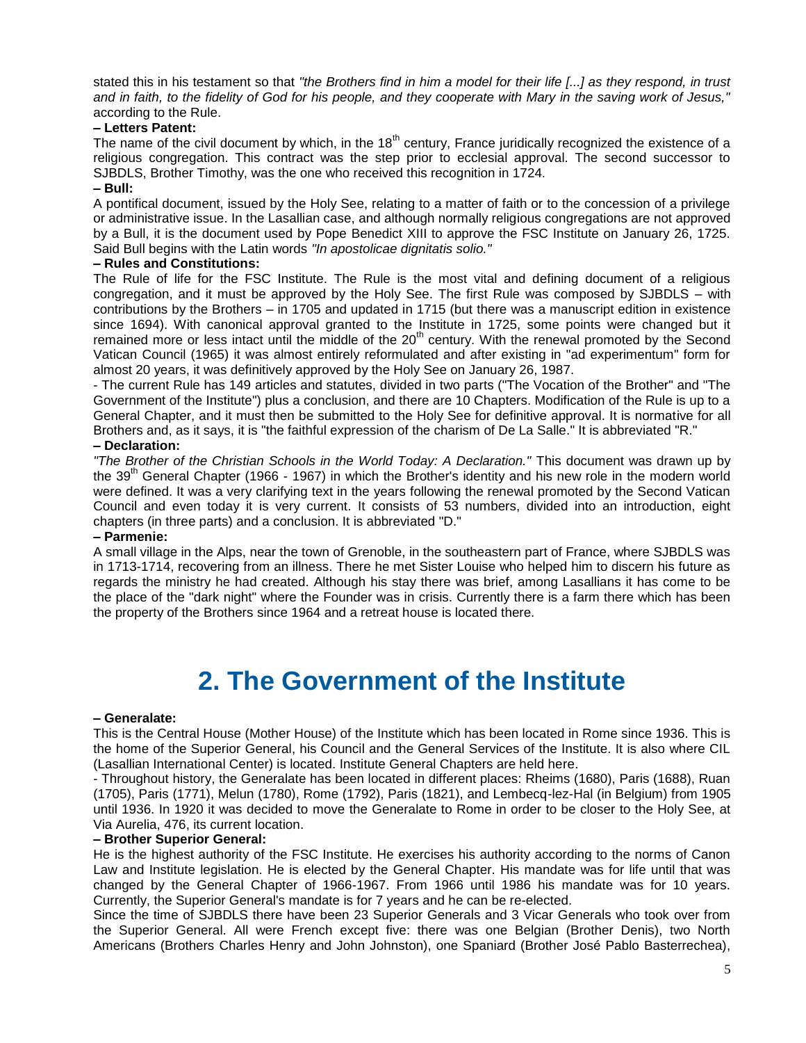stated this in his testament so that *"the Brothers find in him a model for their life [...] as they respond, in trust and in faith, to the fidelity of God for his people, and they cooperate with Mary in the saving work of Jesus,"* according to the Rule.

**– Letters Patent:**

The name of the civil document by which, in the 18th century, France juridically recognized the existence of a religious congregation. This contract was the step prior to ecclesial approval. The second successor to SJBDLS, Brother Timothy, was the one who received this recognition in 1724.

**– Bull:**

A pontifical document, issued by the Holy See, relating to a matter of faith or to the concession of a privilege or administrative issue. In the Lasallian case, and although normally religious congregations are not approved by a Bull, it is the document used by Pope Benedict XIII to approve the FSC Institute on January 26, 1725. Said Bull begins with the Latin words *"In apostolicae dignitatis solio."*

**– Rules and Constitutions:**

The Rule of life for the FSC Institute. The Rule is the most vital and defining document of a religious congregation, and it must be approved by the Holy See. The first Rule was composed by SJBDLS – with contributions by the Brothers – in 1705 and updated in 1715 (but there was a manuscript edition in existence since 1694). With canonical approval granted to the Institute in 1725, some points were changed but it remained more or less intact until the middle of the 20th century. With the renewal promoted by the Second Vatican Council (1965) it was almost entirely reformulated and after existing in "ad experimentum" form for almost 20 years, it was definitively approved by the Holy See on January 26, 1987.

- The current Rule has 149 articles and statutes, divided in two parts ("The Vocation of the Brother" and "The Government of the Institute") plus a conclusion, and there are 10 Chapters. Modification of the Rule is up to a General Chapter, and it must then be submitted to the Holy See for definitive approval. It is normative for all Brothers and, as it says, it is "the faithful expression of the charism of De La Salle." It is abbreviated "R."

**– Declaration:**

*"The Brother of the Christian Schools in the World Today: A Declaration."* This document was drawn up by the 39th General Chapter (1966 - 1967) in which the Brother's identity and his new role in the modern world were defined. It was a very clarifying text in the years following the renewal promoted by the Second Vatican Council and even today it is very current. It consists of 53 numbers, divided into an introduction, eight chapters (in three parts) and a conclusion. It is abbreviated "D."

**– Parmenie:**

A small village in the Alps, near the town of Grenoble, in the southeastern part of France, where SJBDLS was in 1713-1714, recovering from an illness. There he met Sister Louise who helped him to discern his future as regards the ministry he had created. Although his stay there was brief, among Lasallians it has come to be the place of the "dark night" where the Founder was in crisis. Currently there is a farm there which has been the property of the Brothers since 1964 and a retreat house is located there.

# 2. The Government of the Institute

**– Generalate:**

This is the Central House (Mother House) of the Institute which has been located in Rome since 1936. This is the home of the Superior General, his Council and the General Services of the Institute. It is also where CIL (Lasallian International Center) is located. Institute General Chapters are held here.

- Throughout history, the Generalate has been located in different places: Rheims (1680), Paris (1688), Ruan (1705), Paris (1771), Melun (1780), Rome (1792), Paris (1821), and Lembecq-lez-Hal (in Belgium) from 1905 until 1936. In 1920 it was decided to move the Generalate to Rome in order to be closer to the Holy See, at Via Aurelia, 476, its current location.

**– Brother Superior General:**

He is the highest authority of the FSC Institute. He exercises his authority according to the norms of Canon Law and Institute legislation. He is elected by the General Chapter. His mandate was for life until that was changed by the General Chapter of 1966-1967. From 1966 until 1986 his mandate was for 10 years. Currently, the Superior General's mandate is for 7 years and he can be re-elected.

Since the time of SJBDLS there have been 23 Superior Generals and 3 Vicar Generals who took over from the Superior General. All were French except five: there was one Belgian (Brother Denis), two North Americans (Brothers Charles Henry and John Johnston), one Spaniard (Brother José Pablo Basterrechea),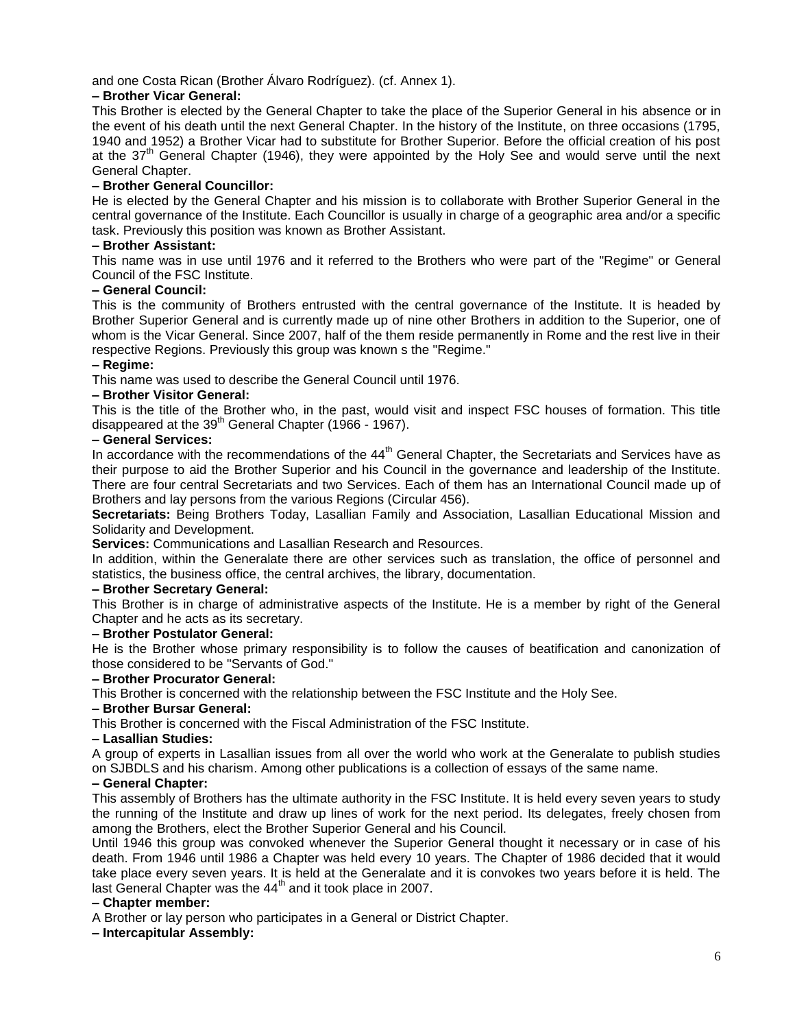and one Costa Rican (Brother Álvaro Rodríguez). (cf. Annex 1).

**– Brother Vicar General:**

This Brother is elected by the General Chapter to take the place of the Superior General in his absence or in the event of his death until the next General Chapter. In the history of the Institute, on three occasions (1795, 1940 and 1952) a Brother Vicar had to substitute for Brother Superior. Before the official creation of his post at the 37th General Chapter (1946), they were appointed by the Holy See and would serve until the next General Chapter.

**– Brother General Councillor:**

He is elected by the General Chapter and his mission is to collaborate with Brother Superior General in the central governance of the Institute. Each Councillor is usually in charge of a geographic area and/or a specific task. Previously this position was known as Brother Assistant.

**– Brother Assistant:**

This name was in use until 1976 and it referred to the Brothers who were part of the "Regime" or General Council of the FSC Institute.

**– General Council:**

This is the community of Brothers entrusted with the central governance of the Institute. It is headed by Brother Superior General and is currently made up of nine other Brothers in addition to the Superior, one of whom is the Vicar General. Since 2007, half of the them reside permanently in Rome and the rest live in their respective Regions. Previously this group was known s the "Regime."

**– Regime:**

This name was used to describe the General Council until 1976.

**– Brother Visitor General:**

This is the title of the Brother who, in the past, would visit and inspect FSC houses of formation. This title disappeared at the 39th General Chapter (1966 - 1967).

**– General Services:**

In accordance with the recommendations of the 44th General Chapter, the Secretariats and Services have as their purpose to aid the Brother Superior and his Council in the governance and leadership of the Institute. There are four central Secretariats and two Services. Each of them has an International Council made up of Brothers and lay persons from the various Regions (Circular 456).

**Secretariats:** Being Brothers Today, Lasallian Family and Association, Lasallian Educational Mission and Solidarity and Development.

**Services:** Communications and Lasallian Research and Resources.

In addition, within the Generalate there are other services such as translation, the office of personnel and statistics, the business office, the central archives, the library, documentation.

**– Brother Secretary General:**

This Brother is in charge of administrative aspects of the Institute. He is a member by right of the General Chapter and he acts as its secretary.

**– Brother Postulator General:**

He is the Brother whose primary responsibility is to follow the causes of beatification and canonization of those considered to be "Servants of God."

**– Brother Procurator General:**

This Brother is concerned with the relationship between the FSC Institute and the Holy See.

**– Brother Bursar General:**

This Brother is concerned with the Fiscal Administration of the FSC Institute.

**– Lasallian Studies:**

A group of experts in Lasallian issues from all over the world who work at the Generalate to publish studies on SJBDLS and his charism. Among other publications is a collection of essays of the same name.

**– General Chapter:**

This assembly of Brothers has the ultimate authority in the FSC Institute. It is held every seven years to study the running of the Institute and draw up lines of work for the next period. Its delegates, freely chosen from among the Brothers, elect the Brother Superior General and his Council.

Until 1946 this group was convoked whenever the Superior General thought it necessary or in case of his death. From 1946 until 1986 a Chapter was held every 10 years. The Chapter of 1986 decided that it would take place every seven years. It is held at the Generalate and it is convokes two years before it is held. The last General Chapter was the 44th and it took place in 2007.

**– Chapter member:**

A Brother or lay person who participates in a General or District Chapter.

**– Intercapitular Assembly:**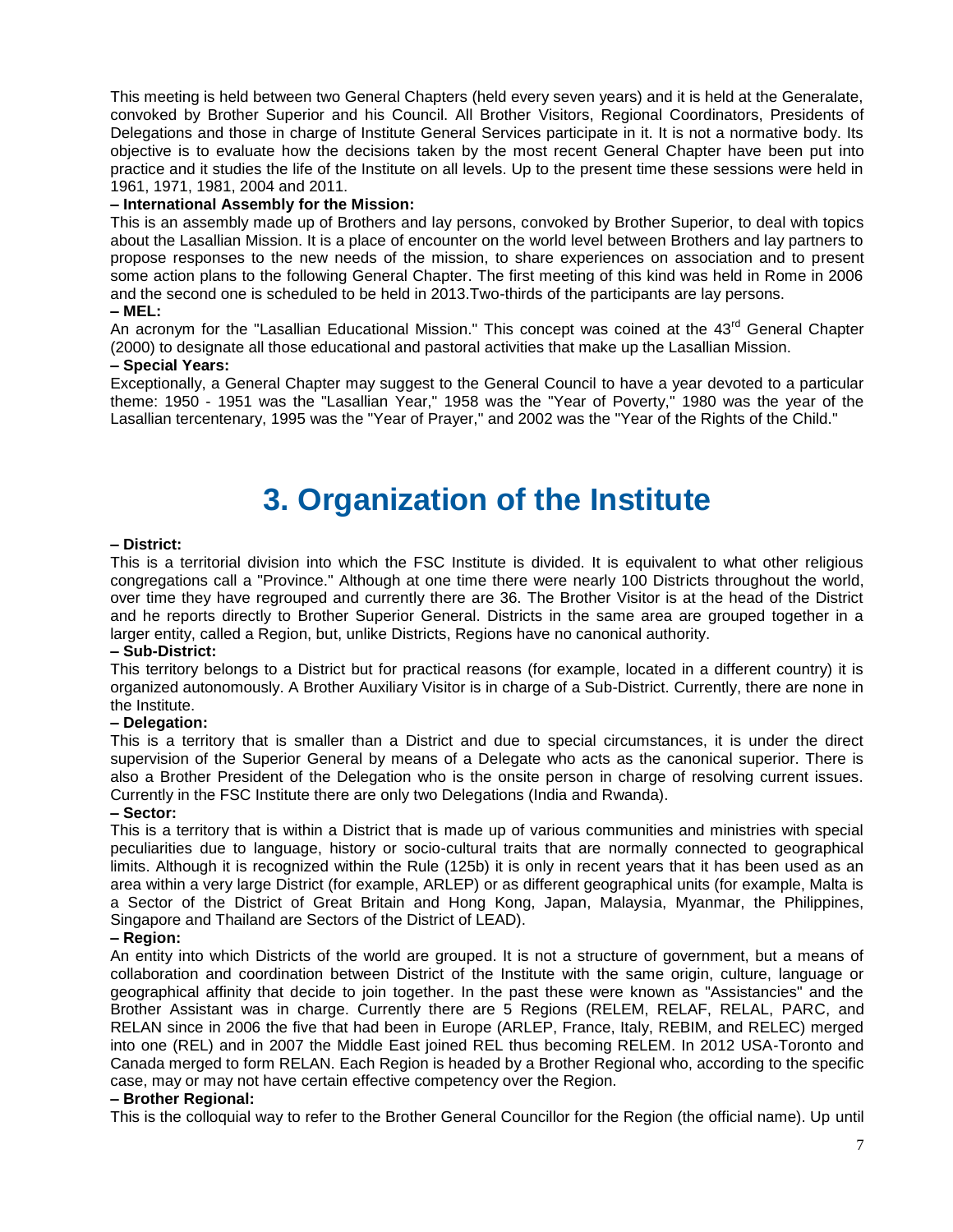This meeting is held between two General Chapters (held every seven years) and it is held at the Generalate, convoked by Brother Superior and his Council. All Brother Visitors, Regional Coordinators, Presidents of Delegations and those in charge of Institute General Services participate in it. It is not a normative body. Its objective is to evaluate how the decisions taken by the most recent General Chapter have been put into practice and it studies the life of the Institute on all levels. Up to the present time these sessions were held in 1961, 1971, 1981, 2004 and 2011.

**– International Assembly for the Mission:**

This is an assembly made up of Brothers and lay persons, convoked by Brother Superior, to deal with topics about the Lasallian Mission. It is a place of encounter on the world level between Brothers and lay partners to propose responses to the new needs of the mission, to share experiences on association and to present some action plans to the following General Chapter. The first meeting of this kind was held in Rome in 2006 and the second one is scheduled to be held in 2013.Two-thirds of the participants are lay persons.

**– MEL:**

An acronym for the "Lasallian Educational Mission." This concept was coined at the 43rd General Chapter (2000) to designate all those educational and pastoral activities that make up the Lasallian Mission.

**– Special Years:**

Exceptionally, a General Chapter may suggest to the General Council to have a year devoted to a particular theme: 1950 - 1951 was the "Lasallian Year," 1958 was the "Year of Poverty," 1980 was the year of the Lasallian tercentenary, 1995 was the "Year of Prayer," and 2002 was the "Year of the Rights of the Child."

# 3. Organization of the Institute

**– District:**

This is a territorial division into which the FSC Institute is divided. It is equivalent to what other religious congregations call a "Province." Although at one time there were nearly 100 Districts throughout the world, over time they have regrouped and currently there are 36. The Brother Visitor is at the head of the District and he reports directly to Brother Superior General. Districts in the same area are grouped together in a larger entity, called a Region, but, unlike Districts, Regions have no canonical authority.

**– Sub-District:**

This territory belongs to a District but for practical reasons (for example, located in a different country) it is organized autonomously. A Brother Auxiliary Visitor is in charge of a Sub-District. Currently, there are none in the Institute.

**– Delegation:**

This is a territory that is smaller than a District and due to special circumstances, it is under the direct supervision of the Superior General by means of a Delegate who acts as the canonical superior. There is also a Brother President of the Delegation who is the onsite person in charge of resolving current issues. Currently in the FSC Institute there are only two Delegations (India and Rwanda).

**– Sector:**

This is a territory that is within a District that is made up of various communities and ministries with special peculiarities due to language, history or socio-cultural traits that are normally connected to geographical limits. Although it is recognized within the Rule (125b) it is only in recent years that it has been used as an area within a very large District (for example, ARLEP) or as different geographical units (for example, Malta is a Sector of the District of Great Britain and Hong Kong, Japan, Malaysia, Myanmar, the Philippines, Singapore and Thailand are Sectors of the District of LEAD).

**– Region:**

An entity into which Districts of the world are grouped. It is not a structure of government, but a means of collaboration and coordination between District of the Institute with the same origin, culture, language or geographical affinity that decide to join together. In the past these were known as "Assistancies" and the Brother Assistant was in charge. Currently there are 5 Regions (RELEM, RELAF, RELAL, PARC, and RELAN since in 2006 the five that had been in Europe (ARLEP, France, Italy, REBIM, and RELEC) merged into one (REL) and in 2007 the Middle East joined REL thus becoming RELEM. In 2012 USA-Toronto and Canada merged to form RELAN. Each Region is headed by a Brother Regional who, according to the specific case, may or may not have certain effective competency over the Region.

**– Brother Regional:**

This is the colloquial way to refer to the Brother General Councillor for the Region (the official name). Up until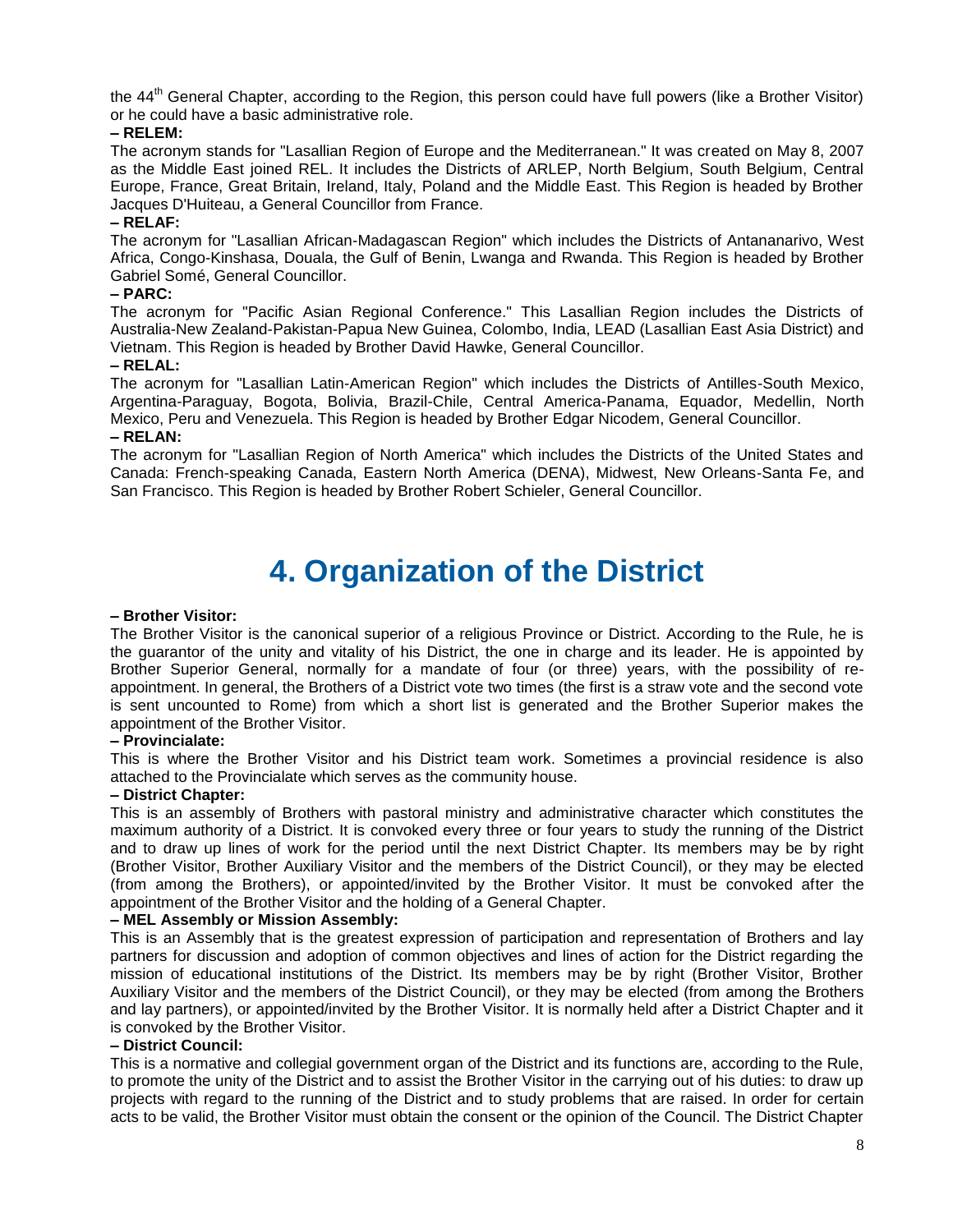the 44th General Chapter, according to the Region, this person could have full powers (like a Brother Visitor) or he could have a basic administrative role.

**– RELEM:**

The acronym stands for "Lasallian Region of Europe and the Mediterranean." It was created on May 8, 2007 as the Middle East joined REL. It includes the Districts of ARLEP, North Belgium, South Belgium, Central Europe, France, Great Britain, Ireland, Italy, Poland and the Middle East. This Region is headed by Brother Jacques D'Huiteau, a General Councillor from France.

**– RELAF:**

The acronym for "Lasallian African-Madagascan Region" which includes the Districts of Antananarivo, West Africa, Congo-Kinshasa, Douala, the Gulf of Benin, Lwanga and Rwanda. This Region is headed by Brother Gabriel Somé, General Councillor.

**– PARC:**

The acronym for "Pacific Asian Regional Conference." This Lasallian Region includes the Districts of Australia-New Zealand-Pakistan-Papua New Guinea, Colombo, India, LEAD (Lasallian East Asia District) and Vietnam. This Region is headed by Brother David Hawke, General Councillor.

**– RELAL:**

The acronym for "Lasallian Latin-American Region" which includes the Districts of Antilles-South Mexico, Argentina-Paraguay, Bogota, Bolivia, Brazil-Chile, Central America-Panama, Equador, Medellin, North Mexico, Peru and Venezuela. This Region is headed by Brother Edgar Nicodem, General Councillor.

**– RELAN:**

The acronym for "Lasallian Region of North America" which includes the Districts of the United States and Canada: French-speaking Canada, Eastern North America (DENA), Midwest, New Orleans-Santa Fe, and San Francisco. This Region is headed by Brother Robert Schieler, General Councillor.

# 4. Organization of the District

**– Brother Visitor:**

The Brother Visitor is the canonical superior of a religious Province or District. According to the Rule, he is the guarantor of the unity and vitality of his District, the one in charge and its leader. He is appointed by Brother Superior General, normally for a mandate of four (or three) years, with the possibility of re-appointment. In general, the Brothers of a District vote two times (the first is a straw vote and the second vote is sent uncounted to Rome) from which a short list is generated and the Brother Superior makes the appointment of the Brother Visitor.

**– Provincialate:**

This is where the Brother Visitor and his District team work. Sometimes a provincial residence is also attached to the Provincialate which serves as the community house.

**– District Chapter:**

This is an assembly of Brothers with pastoral ministry and administrative character which constitutes the maximum authority of a District. It is convoked every three or four years to study the running of the District and to draw up lines of work for the period until the next District Chapter. Its members may be by right (Brother Visitor, Brother Auxiliary Visitor and the members of the District Council), or they may be elected (from among the Brothers), or appointed/invited by the Brother Visitor. It must be convoked after the appointment of the Brother Visitor and the holding of a General Chapter.

**– MEL Assembly or Mission Assembly:**

This is an Assembly that is the greatest expression of participation and representation of Brothers and lay partners for discussion and adoption of common objectives and lines of action for the District regarding the mission of educational institutions of the District. Its members may be by right (Brother Visitor, Brother Auxiliary Visitor and the members of the District Council), or they may be elected (from among the Brothers and lay partners), or appointed/invited by the Brother Visitor. It is normally held after a District Chapter and it is convoked by the Brother Visitor.

**– District Council:**

This is a normative and collegial government organ of the District and its functions are, according to the Rule, to promote the unity of the District and to assist the Brother Visitor in the carrying out of his duties: to draw up projects with regard to the running of the District and to study problems that are raised. In order for certain acts to be valid, the Brother Visitor must obtain the consent or the opinion of the Council. The District Chapter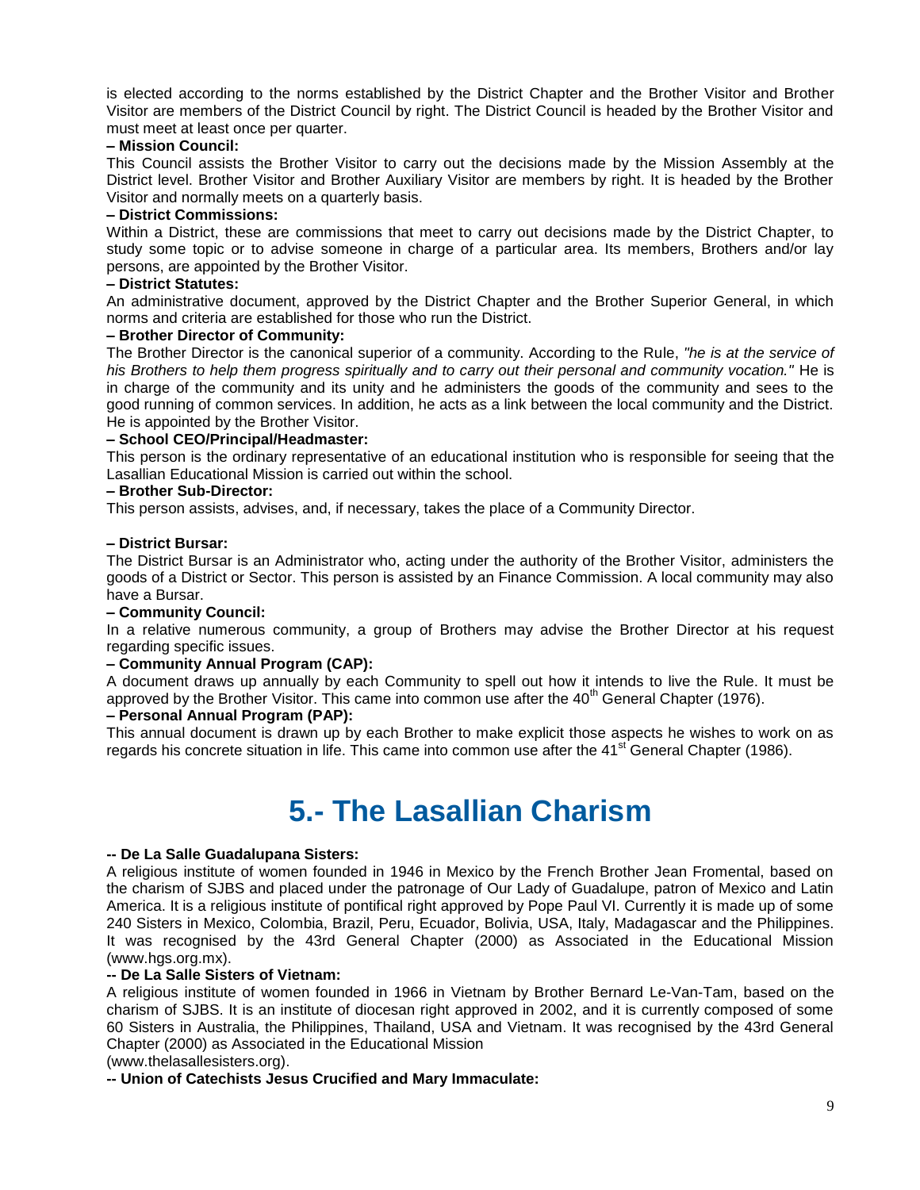is elected according to the norms established by the District Chapter and the Brother Visitor and Brother Visitor are members of the District Council by right. The District Council is headed by the Brother Visitor and must meet at least once per quarter.

**– Mission Council:**

This Council assists the Brother Visitor to carry out the decisions made by the Mission Assembly at the District level. Brother Visitor and Brother Auxiliary Visitor are members by right. It is headed by the Brother Visitor and normally meets on a quarterly basis.

**– District Commissions:**

Within a District, these are commissions that meet to carry out decisions made by the District Chapter, to study some topic or to advise someone in charge of a particular area. Its members, Brothers and/or lay persons, are appointed by the Brother Visitor.

**– District Statutes:**

An administrative document, approved by the District Chapter and the Brother Superior General, in which norms and criteria are established for those who run the District.

**– Brother Director of Community:**

The Brother Director is the canonical superior of a community. According to the Rule, *"he is at the service of his Brothers to help them progress spiritually and to carry out their personal and community vocation."* He is in charge of the community and its unity and he administers the goods of the community and sees to the good running of common services. In addition, he acts as a link between the local community and the District. He is appointed by the Brother Visitor.

**– School CEO/Principal/Headmaster:**

This person is the ordinary representative of an educational institution who is responsible for seeing that the Lasallian Educational Mission is carried out within the school.

**– Brother Sub-Director:**

This person assists, advises, and, if necessary, takes the place of a Community Director.

**– District Bursar:**

The District Bursar is an Administrator who, acting under the authority of the Brother Visitor, administers the goods of a District or Sector. This person is assisted by an Finance Commission. A local community may also have a Bursar.

**– Community Council:**

In a relative numerous community, a group of Brothers may advise the Brother Director at his request regarding specific issues.

**– Community Annual Program (CAP):**

A document draws up annually by each Community to spell out how it intends to live the Rule. It must be approved by the Brother Visitor. This came into common use after the 40th General Chapter (1976).

**– Personal Annual Program (PAP):**

This annual document is drawn up by each Brother to make explicit those aspects he wishes to work on as regards his concrete situation in life. This came into common use after the 41st General Chapter (1986).

# 5.- The Lasallian Charism

**-- De La Salle Guadalupana Sisters:**

A religious institute of women founded in 1946 in Mexico by the French Brother Jean Fromental, based on the charism of SJBS and placed under the patronage of Our Lady of Guadalupe, patron of Mexico and Latin America. It is a religious institute of pontifical right approved by Pope Paul VI. Currently it is made up of some 240 Sisters in Mexico, Colombia, Brazil, Peru, Ecuador, Bolivia, USA, Italy, Madagascar and the Philippines. It was recognised by the 43rd General Chapter (2000) as Associated in the Educational Mission (www.hgs.org.mx).

**-- De La Salle Sisters of Vietnam:**

A religious institute of women founded in 1966 in Vietnam by Brother Bernard Le-Van-Tam, based on the charism of SJBS. It is an institute of diocesan right approved in 2002, and it is currently composed of some 60 Sisters in Australia, the Philippines, Thailand, USA and Vietnam. It was recognised by the 43rd General Chapter (2000) as Associated in the Educational Mission
(www.thelasallesisters.org).

**-- Union of Catechists Jesus Crucified and Mary Immaculate:**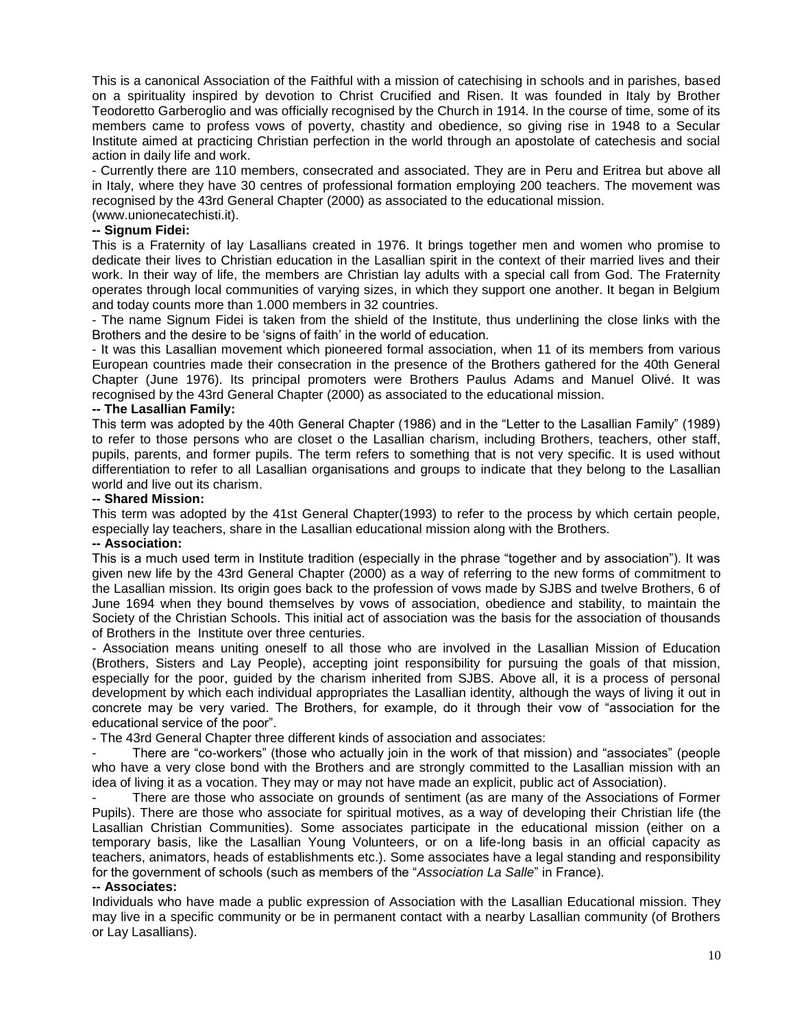This is a canonical Association of the Faithful with a mission of catechising in schools and in parishes, based on a spirituality inspired by devotion to Christ Crucified and Risen. It was founded in Italy by Brother Teodoretto Garberoglio and was officially recognised by the Church in 1914. In the course of time, some of its members came to profess vows of poverty, chastity and obedience, so giving rise in 1948 to a Secular Institute aimed at practicing Christian perfection in the world through an apostolate of catechesis and social action in daily life and work.

- Currently there are 110 members, consecrated and associated. They are in Peru and Eritrea but above all in Italy, where they have 30 centres of professional formation employing 200 teachers. The movement was recognised by the 43rd General Chapter (2000) as associated to the educational mission. (www.unionecatechisti.it).

**-- Signum Fidei:**

This is a Fraternity of lay Lasallians created in 1976. It brings together men and women who promise to dedicate their lives to Christian education in the Lasallian spirit in the context of their married lives and their work. In their way of life, the members are Christian lay adults with a special call from God. The Fraternity operates through local communities of varying sizes, in which they support one another. It began in Belgium and today counts more than 1.000 members in 32 countries.

- The name Signum Fidei is taken from the shield of the Institute, thus underlining the close links with the Brothers and the desire to be 'signs of faith' in the world of education.

- It was this Lasallian movement which pioneered formal association, when 11 of its members from various European countries made their consecration in the presence of the Brothers gathered for the 40th General Chapter (June 1976). Its principal promoters were Brothers Paulus Adams and Manuel Olivé. It was recognised by the 43rd General Chapter (2000) as associated to the educational mission.

**-- The Lasallian Family:**

This term was adopted by the 40th General Chapter (1986) and in the "Letter to the Lasallian Family" (1989) to refer to those persons who are closet o the Lasallian charism, including Brothers, teachers, other staff, pupils, parents, and former pupils. The term refers to something that is not very specific. It is used without differentiation to refer to all Lasallian organisations and groups to indicate that they belong to the Lasallian world and live out its charism.

**-- Shared Mission:**

This term was adopted by the 41st General Chapter(1993) to refer to the process by which certain people, especially lay teachers, share in the Lasallian educational mission along with the Brothers.

**-- Association:**

This is a much used term in Institute tradition (especially in the phrase "together and by association"). It was given new life by the 43rd General Chapter (2000) as a way of referring to the new forms of commitment to the Lasallian mission. Its origin goes back to the profession of vows made by SJBS and twelve Brothers, 6 of June 1694 when they bound themselves by vows of association, obedience and stability, to maintain the Society of the Christian Schools. This initial act of association was the basis for the association of thousands of Brothers in the Institute over three centuries.

- Association means uniting oneself to all those who are involved in the Lasallian Mission of Education (Brothers, Sisters and Lay People), accepting joint responsibility for pursuing the goals of that mission, especially for the poor, guided by the charism inherited from SJBS. Above all, it is a process of personal development by which each individual appropriates the Lasallian identity, although the ways of living it out in concrete may be very varied. The Brothers, for example, do it through their vow of "association for the educational service of the poor".

- The 43rd General Chapter three different kinds of association and associates:

- There are "co-workers" (those who actually join in the work of that mission) and "associates" (people who have a very close bond with the Brothers and are strongly committed to the Lasallian mission with an idea of living it as a vocation. They may or may not have made an explicit, public act of Association).
- There are those who associate on grounds of sentiment (as are many of the Associations of Former Pupils). There are those who associate for spiritual motives, as a way of developing their Christian life (the Lasallian Christian Communities). Some associates participate in the educational mission (either on a temporary basis, like the Lasallian Young Volunteers, or on a life-long basis in an official capacity as teachers, animators, heads of establishments etc.). Some associates have a legal standing and responsibility for the government of schools (such as members of the "*Association La Salle*" in France).

**-- Associates:**

Individuals who have made a public expression of Association with the Lasallian Educational mission. They may live in a specific community or be in permanent contact with a nearby Lasallian community (of Brothers or Lay Lasallians).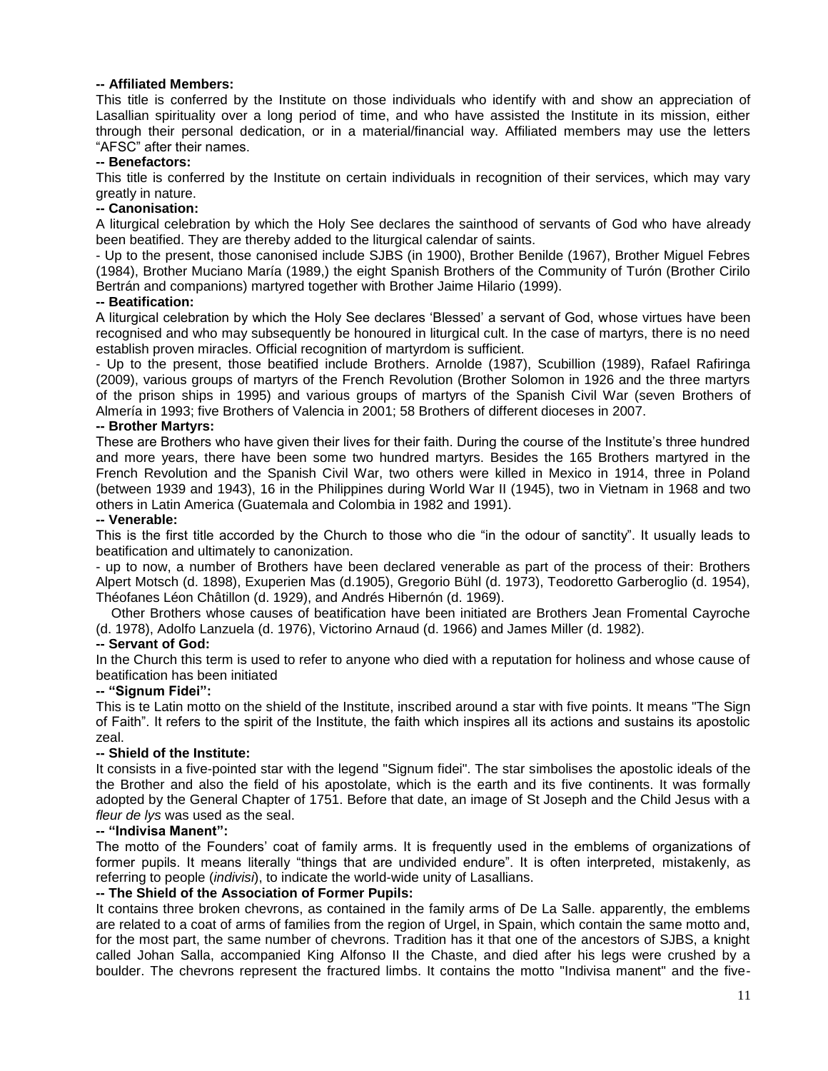**-- Affiliated Members:**

This title is conferred by the Institute on those individuals who identify with and show an appreciation of Lasallian spirituality over a long period of time, and who have assisted the Institute in its mission, either through their personal dedication, or in a material/financial way. Affiliated members may use the letters "AFSC" after their names.

**-- Benefactors:**

This title is conferred by the Institute on certain individuals in recognition of their services, which may vary greatly in nature.

**-- Canonisation:**

A liturgical celebration by which the Holy See declares the sainthood of servants of God who have already been beatified. They are thereby added to the liturgical calendar of saints.

- Up to the present, those canonised include SJBS (in 1900), Brother Benilde (1967), Brother Miguel Febres (1984), Brother Muciano María (1989,) the eight Spanish Brothers of the Community of Turón (Brother Cirilo Bertrán and companions) martyred together with Brother Jaime Hilario (1999).

**-- Beatification:**

A liturgical celebration by which the Holy See declares 'Blessed' a servant of God, whose virtues have been recognised and who may subsequently be honoured in liturgical cult. In the case of martyrs, there is no need establish proven miracles. Official recognition of martyrdom is sufficient.

- Up to the present, those beatified include Brothers. Arnolde (1987), Scubillion (1989), Rafael Rafiringa (2009), various groups of martyrs of the French Revolution (Brother Solomon in 1926 and the three martyrs of the prison ships in 1995) and various groups of martyrs of the Spanish Civil War (seven Brothers of Almería in 1993; five Brothers of Valencia in 2001; 58 Brothers of different dioceses in 2007.

**-- Brother Martyrs:**

These are Brothers who have given their lives for their faith. During the course of the Institute's three hundred and more years, there have been some two hundred martyrs. Besides the 165 Brothers martyred in the French Revolution and the Spanish Civil War, two others were killed in Mexico in 1914, three in Poland (between 1939 and 1943), 16 in the Philippines during World War II (1945), two in Vietnam in 1968 and two others in Latin America (Guatemala and Colombia in 1982 and 1991).

**-- Venerable:**

This is the first title accorded by the Church to those who die "in the odour of sanctity". It usually leads to beatification and ultimately to canonization.

- up to now, a number of Brothers have been declared venerable as part of the process of their: Brothers Alpert Motsch (d. 1898), Exuperien Mas (d.1905), Gregorio Bühl (d. 1973), Teodoretto Garberoglio (d. 1954), Théofanes Léon Châtillon (d. 1929), and Andrés Hibernón (d. 1969).

Other Brothers whose causes of beatification have been initiated are Brothers Jean Fromental Cayroche (d. 1978), Adolfo Lanzuela (d. 1976), Victorino Arnaud (d. 1966) and James Miller (d. 1982).

**-- Servant of God:**

In the Church this term is used to refer to anyone who died with a reputation for holiness and whose cause of beatification has been initiated

**-- "Signum Fidei":**

This is te Latin motto on the shield of the Institute, inscribed around a star with five points. It means "The Sign of Faith". It refers to the spirit of the Institute, the faith which inspires all its actions and sustains its apostolic zeal.

**-- Shield of the Institute:**

It consists in a five-pointed star with the legend "Signum fidei". The star simbolises the apostolic ideals of the the Brother and also the field of his apostolate, which is the earth and its five continents. It was formally adopted by the General Chapter of 1751. Before that date, an image of St Joseph and the Child Jesus with a *fleur de lys* was used as the seal.

**-- "Indivisa Manent":**

The motto of the Founders' coat of family arms. It is frequently used in the emblems of organizations of former pupils. It means literally "things that are undivided endure". It is often interpreted, mistakenly, as referring to people (*indivisi*), to indicate the world-wide unity of Lasallians.

**-- The Shield of the Association of Former Pupils:**

It contains three broken chevrons, as contained in the family arms of De La Salle. apparently, the emblems are related to a coat of arms of families from the region of Urgel, in Spain, which contain the same motto and, for the most part, the same number of chevrons. Tradition has it that one of the ancestors of SJBS, a knight called Johan Salla, accompanied King Alfonso II the Chaste, and died after his legs were crushed by a boulder. The chevrons represent the fractured limbs. It contains the motto "Indivisa manent" and the five-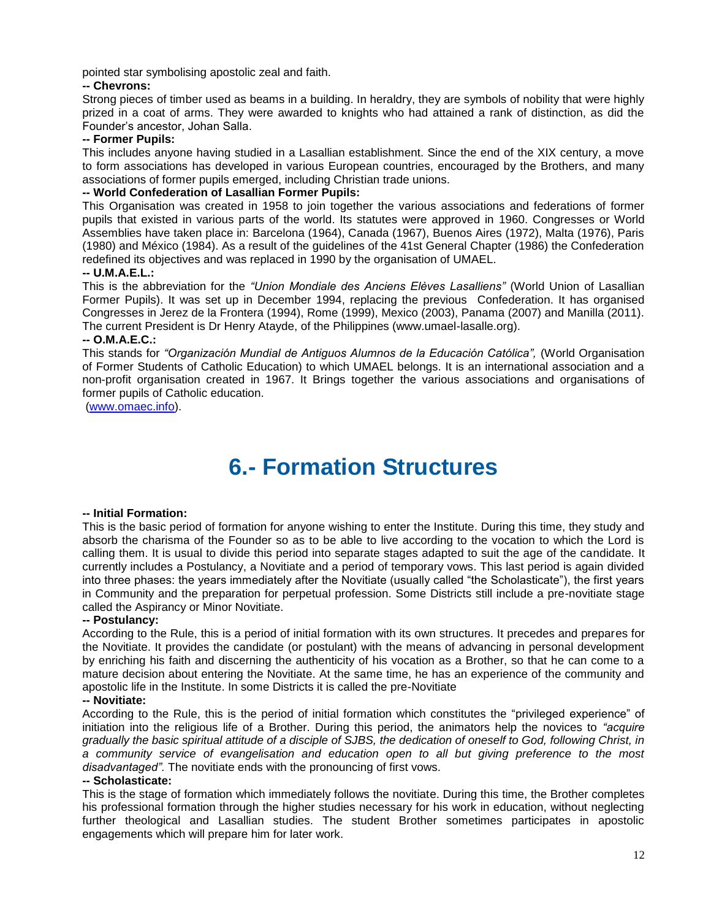pointed star symbolising apostolic zeal and faith.

**-- Chevrons:**

Strong pieces of timber used as beams in a building. In heraldry, they are symbols of nobility that were highly prized in a coat of arms. They were awarded to knights who had attained a rank of distinction, as did the Founder's ancestor, Johan Salla.

**-- Former Pupils:**

This includes anyone having studied in a Lasallian establishment. Since the end of the XIX century, a move to form associations has developed in various European countries, encouraged by the Brothers, and many associations of former pupils emerged, including Christian trade unions.

**-- World Confederation of Lasallian Former Pupils:**

This Organisation was created in 1958 to join together the various associations and federations of former pupils that existed in various parts of the world. Its statutes were approved in 1960. Congresses or World Assemblies have taken place in: Barcelona (1964), Canada (1967), Buenos Aires (1972), Malta (1976), Paris (1980) and México (1984). As a result of the guidelines of the 41st General Chapter (1986) the Confederation redefined its objectives and was replaced in 1990 by the organisation of UMAEL.

**-- U.M.A.E.L.:**

This is the abbreviation for the *"Union Mondiale des Anciens Elèves Lasalliens"* (World Union of Lasallian Former Pupils). It was set up in December 1994, replacing the previous Confederation. It has organised Congresses in Jerez de la Frontera (1994), Rome (1999), Mexico (2003), Panama (2007) and Manilla (2011). The current President is Dr Henry Atayde, of the Philippines (www.umael-lasalle.org).

**-- O.M.A.E.C.:**

This stands for *"Organización Mundial de Antiguos Alumnos de la Educación Católica",* (World Organisation of Former Students of Catholic Education) to which UMAEL belongs. It is an international association and a non-profit organisation created in 1967. It Brings together the various associations and organisations of former pupils of Catholic education.

(www.omaec.info).

# 6.- Formation Structures

**-- Initial Formation:**

This is the basic period of formation for anyone wishing to enter the Institute. During this time, they study and absorb the charisma of the Founder so as to be able to live according to the vocation to which the Lord is calling them. It is usual to divide this period into separate stages adapted to suit the age of the candidate. It currently includes a Postulancy, a Novitiate and a period of temporary vows. This last period is again divided into three phases: the years immediately after the Novitiate (usually called "the Scholasticate"), the first years in Community and the preparation for perpetual profession. Some Districts still include a pre-novitiate stage called the Aspirancy or Minor Novitiate.

**-- Postulancy:**

According to the Rule, this is a period of initial formation with its own structures. It precedes and prepares for the Novitiate. It provides the candidate (or postulant) with the means of advancing in personal development by enriching his faith and discerning the authenticity of his vocation as a Brother, so that he can come to a mature decision about entering the Novitiate. At the same time, he has an experience of the community and apostolic life in the Institute. In some Districts it is called the pre-Novitiate

**-- Novitiate:**

According to the Rule, this is the period of initial formation which constitutes the "privileged experience" of initiation into the religious life of a Brother. During this period, the animators help the novices to *"acquire gradually the basic spiritual attitude of a disciple of SJBS, the dedication of oneself to God, following Christ, in a community service of evangelisation and education open to all but giving preference to the most disadvantaged".* The novitiate ends with the pronouncing of first vows.

**-- Scholasticate:**

This is the stage of formation which immediately follows the novitiate. During this time, the Brother completes his professional formation through the higher studies necessary for his work in education, without neglecting further theological and Lasallian studies. The student Brother sometimes participates in apostolic engagements which will prepare him for later work.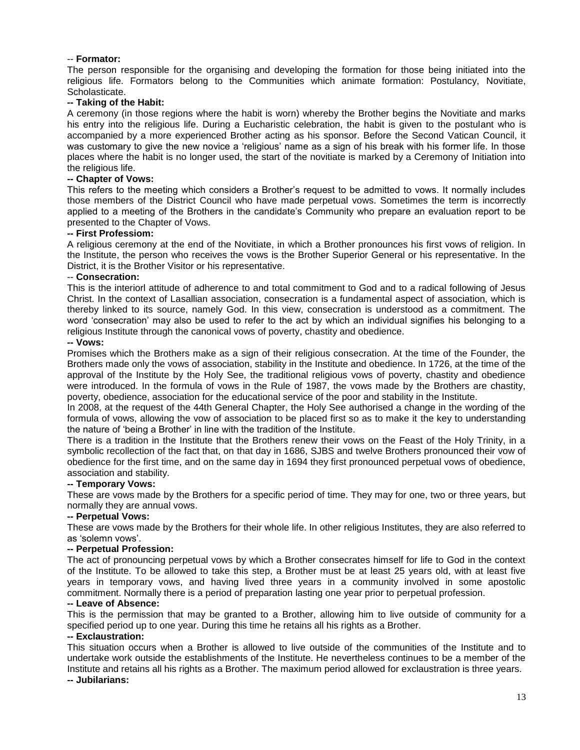-- **Formator:**

The person responsible for the organising and developing the formation for those being initiated into the religious life. Formators belong to the Communities which animate formation: Postulancy, Novitiate, Scholasticate.

**-- Taking of the Habit:**

A ceremony (in those regions where the habit is worn) whereby the Brother begins the Novitiate and marks his entry into the religious life. During a Eucharistic celebration, the habit is given to the postulant who is accompanied by a more experienced Brother acting as his sponsor. Before the Second Vatican Council, it was customary to give the new novice a 'religious' name as a sign of his break with his former life. In those places where the habit is no longer used, the start of the novitiate is marked by a Ceremony of Initiation into the religious life.

**-- Chapter of Vows:**

This refers to the meeting which considers a Brother's request to be admitted to vows. It normally includes those members of the District Council who have made perpetual vows. Sometimes the term is incorrectly applied to a meeting of the Brothers in the candidate's Community who prepare an evaluation report to be presented to the Chapter of Vows.

**-- First Profession:**

A religious ceremony at the end of the Novitiate, in which a Brother pronounces his first vows of religion. In the Institute, the person who receives the vows is the Brother Superior General or his representative. In the District, it is the Brother Visitor or his representative.

-- **Consecration:**

This is the interiorl attitude of adherence to and total commitment to God and to a radical following of Jesus Christ. In the context of Lasallian association, consecration is a fundamental aspect of association, which is thereby linked to its source, namely God. In this view, consecration is understood as a commitment. The word 'consecration' may also be used to refer to the act by which an individual signifies his belonging to a religious Institute through the canonical vows of poverty, chastity and obedience.

**-- Vows:**

Promises which the Brothers make as a sign of their religious consecration. At the time of the Founder, the Brothers made only the vows of association, stability in the Institute and obedience. In 1726, at the time of the approval of the Institute by the Holy See, the traditional religious vows of poverty, chastity and obedience were introduced. In the formula of vows in the Rule of 1987, the vows made by the Brothers are chastity, poverty, obedience, association for the educational service of the poor and stability in the Institute.

In 2008, at the request of the 44th General Chapter, the Holy See authorised a change in the wording of the formula of vows, allowing the vow of association to be placed first so as to make it the key to understanding the nature of 'being a Brother' in line with the tradition of the Institute.

There is a tradition in the Institute that the Brothers renew their vows on the Feast of the Holy Trinity, in a symbolic recollection of the fact that, on that day in 1686, SJBS and twelve Brothers pronounced their vow of obedience for the first time, and on the same day in 1694 they first pronounced perpetual vows of obedience, association and stability.

**-- Temporary Vows:**

These are vows made by the Brothers for a specific period of time. They may for one, two or three years, but normally they are annual vows.

**-- Perpetual Vows:**

These are vows made by the Brothers for their whole life. In other religious Institutes, they are also referred to as 'solemn vows'.

**-- Perpetual Profession:**

The act of pronouncing perpetual vows by which a Brother consecrates himself for life to God in the context of the Institute. To be allowed to take this step, a Brother must be at least 25 years old, with at least five years in temporary vows, and having lived three years in a community involved in some apostolic commitment. Normally there is a period of preparation lasting one year prior to perpetual profession.

**-- Leave of Absence:**

This is the permission that may be granted to a Brother, allowing him to live outside of community for a specified period up to one year. During this time he retains all his rights as a Brother.

**-- Exclaustration:**

This situation occurs when a Brother is allowed to live outside of the communities of the Institute and to undertake work outside the establishments of the Institute. He nevertheless continues to be a member of the Institute and retains all his rights as a Brother. The maximum period allowed for exclaustration is three years.

**-- Jubilarians:**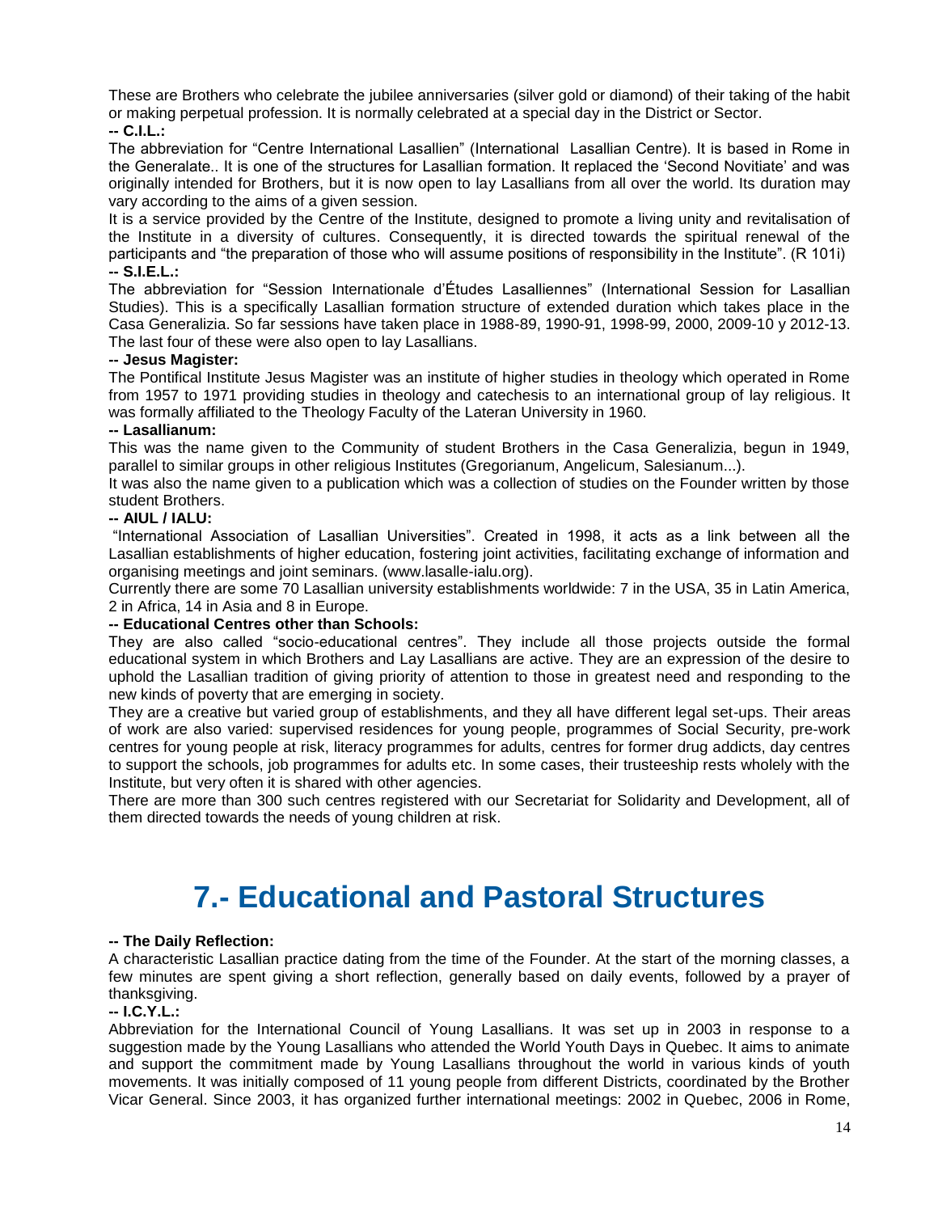These are Brothers who celebrate the jubilee anniversaries (silver gold or diamond) of their taking of the habit or making perpetual profession. It is normally celebrated at a special day in the District or Sector.

**-- C.I.L.:**

The abbreviation for "Centre International Lasallien" (International Lasallian Centre). It is based in Rome in the Generalate.. It is one of the structures for Lasallian formation. It replaced the 'Second Novitiate' and was originally intended for Brothers, but it is now open to lay Lasallians from all over the world. Its duration may vary according to the aims of a given session.

It is a service provided by the Centre of the Institute, designed to promote a living unity and revitalisation of the Institute in a diversity of cultures. Consequently, it is directed towards the spiritual renewal of the participants and "the preparation of those who will assume positions of responsibility in the Institute". (R 101i)

**-- S.I.E.L.:**

The abbreviation for "Session Internationale d'Études Lasalliennes" (International Session for Lasallian Studies). This is a specifically Lasallian formation structure of extended duration which takes place in the Casa Generalizia. So far sessions have taken place in 1988-89, 1990-91, 1998-99, 2000, 2009-10 y 2012-13. The last four of these were also open to lay Lasallians.

**-- Jesus Magister:**

The Pontifical Institute Jesus Magister was an institute of higher studies in theology which operated in Rome from 1957 to 1971 providing studies in theology and catechesis to an international group of lay religious. It was formally affiliated to the Theology Faculty of the Lateran University in 1960.

**-- Lasallianum:**

This was the name given to the Community of student Brothers in the Casa Generalizia, begun in 1949, parallel to similar groups in other religious Institutes (Gregorianum, Angelicum, Salesianum...).

It was also the name given to a publication which was a collection of studies on the Founder written by those student Brothers.

**-- AIUL / IALU:**

"International Association of Lasallian Universities". Created in 1998, it acts as a link between all the Lasallian establishments of higher education, fostering joint activities, facilitating exchange of information and organising meetings and joint seminars. (www.lasalle-ialu.org).

Currently there are some 70 Lasallian university establishments worldwide: 7 in the USA, 35 in Latin America, 2 in Africa, 14 in Asia and 8 in Europe.

**-- Educational Centres other than Schools:**

They are also called "socio-educational centres". They include all those projects outside the formal educational system in which Brothers and Lay Lasallians are active. They are an expression of the desire to uphold the Lasallian tradition of giving priority of attention to those in greatest need and responding to the new kinds of poverty that are emerging in society.

They are a creative but varied group of establishments, and they all have different legal set-ups. Their areas of work are also varied: supervised residences for young people, programmes of Social Security, pre-work centres for young people at risk, literacy programmes for adults, centres for former drug addicts, day centres to support the schools, job programmes for adults etc. In some cases, their trusteeship rests wholely with the Institute, but very often it is shared with other agencies.

There are more than 300 such centres registered with our Secretariat for Solidarity and Development, all of them directed towards the needs of young children at risk.

# 7.- Educational and Pastoral Structures

**-- The Daily Reflection:**

A characteristic Lasallian practice dating from the time of the Founder. At the start of the morning classes, a few minutes are spent giving a short reflection, generally based on daily events, followed by a prayer of thanksgiving.

**-- I.C.Y.L.:**

Abbreviation for the International Council of Young Lasallians. It was set up in 2003 in response to a suggestion made by the Young Lasallians who attended the World Youth Days in Quebec. It aims to animate and support the commitment made by Young Lasallians throughout the world in various kinds of youth movements. It was initially composed of 11 young people from different Districts, coordinated by the Brother Vicar General. Since 2003, it has organized further international meetings: 2002 in Quebec, 2006 in Rome,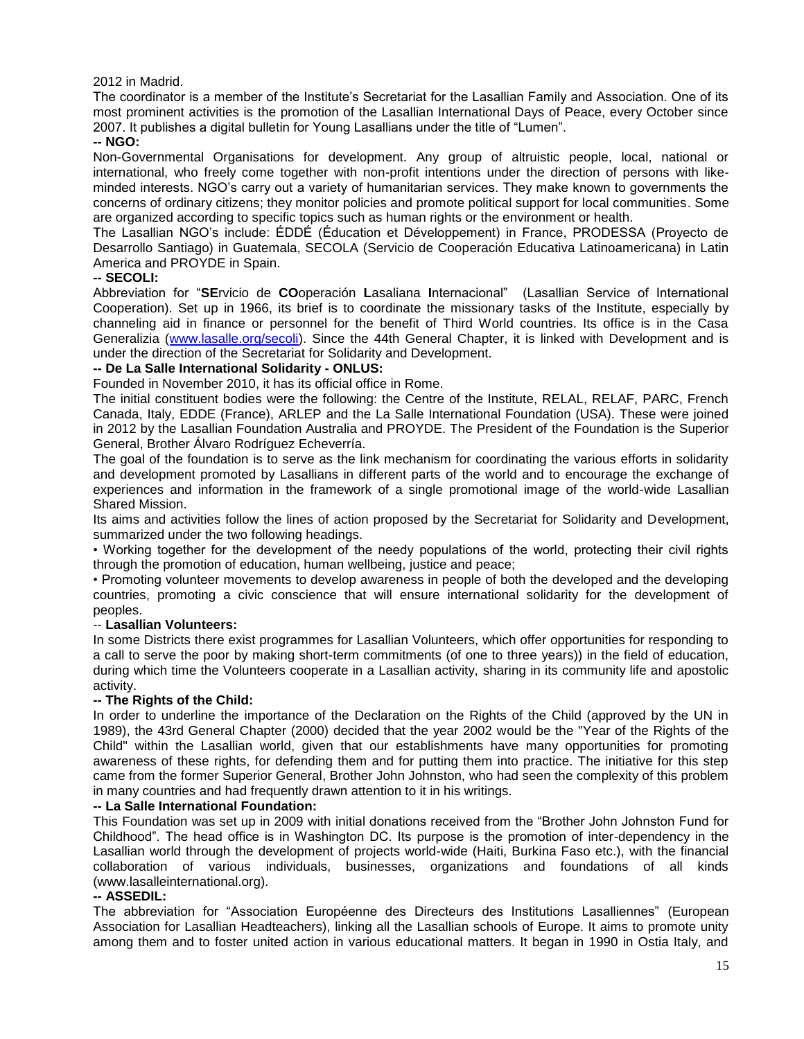2012 in Madrid.

The coordinator is a member of the Institute's Secretariat for the Lasallian Family and Association. One of its most prominent activities is the promotion of the Lasallian International Days of Peace, every October since 2007. It publishes a digital bulletin for Young Lasallians under the title of "Lumen".

**-- NGO:**

Non-Governmental Organisations for development. Any group of altruistic people, local, national or international, who freely come together with non-profit intentions under the direction of persons with like-minded interests. NGO's carry out a variety of humanitarian services. They make known to governments the concerns of ordinary citizens; they monitor policies and promote political support for local communities. Some are organized according to specific topics such as human rights or the environment or health.

The Lasallian NGO's include: ÉDDÉ (Éducation et Développement) in France, PRODESSA (Proyecto de Desarrollo Santiago) in Guatemala, SECOLA (Servicio de Cooperación Educativa Latinoamericana) in Latin America and PROYDE in Spain.

**-- SECOLI:**

Abbreviation for "**SE**rvicio de **CO**operación **L**asaliana **I**nternacional" (Lasallian Service of International Cooperation). Set up in 1966, its brief is to coordinate the missionary tasks of the Institute, especially by channeling aid in finance or personnel for the benefit of Third World countries. Its office is in the Casa Generalizia (www.lasalle.org/secoli). Since the 44th General Chapter, it is linked with Development and is under the direction of the Secretariat for Solidarity and Development.

**-- De La Salle International Solidarity - ONLUS:**

Founded in November 2010, it has its official office in Rome.

The initial constituent bodies were the following: the Centre of the Institute, RELAL, RELAF, PARC, French Canada, Italy, EDDE (France), ARLEP and the La Salle International Foundation (USA). These were joined in 2012 by the Lasallian Foundation Australia and PROYDE. The President of the Foundation is the Superior General, Brother Álvaro Rodríguez Echeverría.

The goal of the foundation is to serve as the link mechanism for coordinating the various efforts in solidarity and development promoted by Lasallians in different parts of the world and to encourage the exchange of experiences and information in the framework of a single promotional image of the world-wide Lasallian Shared Mission.

Its aims and activities follow the lines of action proposed by the Secretariat for Solidarity and Development, summarized under the two following headings.

• Working together for the development of the needy populations of the world, protecting their civil rights through the promotion of education, human wellbeing, justice and peace;

• Promoting volunteer movements to develop awareness in people of both the developed and the developing countries, promoting a civic conscience that will ensure international solidarity for the development of peoples.

-- **Lasallian Volunteers:**

In some Districts there exist programmes for Lasallian Volunteers, which offer opportunities for responding to a call to serve the poor by making short-term commitments (of one to three years)) in the field of education, during which time the Volunteers cooperate in a Lasallian activity, sharing in its community life and apostolic activity.

**-- The Rights of the Child:**

In order to underline the importance of the Declaration on the Rights of the Child (approved by the UN in 1989), the 43rd General Chapter (2000) decided that the year 2002 would be the "Year of the Rights of the Child" within the Lasallian world, given that our establishments have many opportunities for promoting awareness of these rights, for defending them and for putting them into practice. The initiative for this step came from the former Superior General, Brother John Johnston, who had seen the complexity of this problem in many countries and had frequently drawn attention to it in his writings.

**-- La Salle International Foundation:**

This Foundation was set up in 2009 with initial donations received from the "Brother John Johnston Fund for Childhood". The head office is in Washington DC. Its purpose is the promotion of inter-dependency in the Lasallian world through the development of projects world-wide (Haiti, Burkina Faso etc.), with the financial collaboration of various individuals, businesses, organizations and foundations of all kinds (www.lasalleinternational.org).

**-- ASSEDIL:**

The abbreviation for "Association Européenne des Directeurs des Institutions Lasalliennes" (European Association for Lasallian Headteachers), linking all the Lasallian schools of Europe. It aims to promote unity among them and to foster united action in various educational matters. It began in 1990 in Ostia Italy, and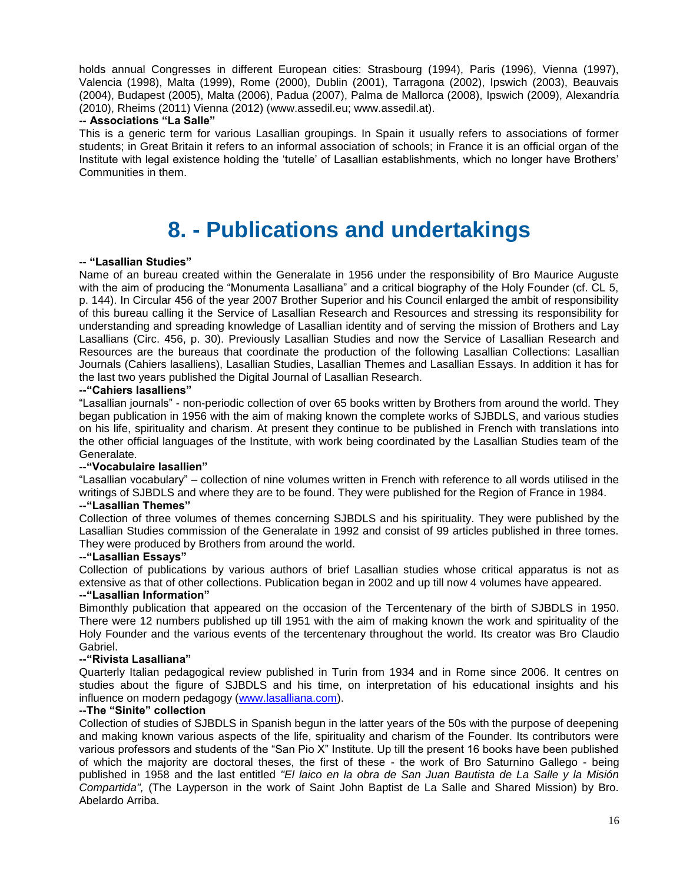holds annual Congresses in different European cities: Strasbourg (1994), Paris (1996), Vienna (1997), Valencia (1998), Malta (1999), Rome (2000), Dublin (2001), Tarragona (2002), Ipswich (2003), Beauvais (2004), Budapest (2005), Malta (2006), Padua (2007), Palma de Mallorca (2008), Ipswich (2009), Alexandría (2010), Rheims (2011) Vienna (2012) (www.assedil.eu; www.assedil.at).

**-- Associations "La Salle"**

This is a generic term for various Lasallian groupings. In Spain it usually refers to associations of former students; in Great Britain it refers to an informal association of schools; in France it is an official organ of the Institute with legal existence holding the 'tutelle' of Lasallian establishments, which no longer have Brothers' Communities in them.

# 8. - Publications and undertakings

**-- "Lasallian Studies"**

Name of an bureau created within the Generalate in 1956 under the responsibility of Bro Maurice Auguste with the aim of producing the "Monumenta Lasalliana" and a critical biography of the Holy Founder (cf. CL 5, p. 144). In Circular 456 of the year 2007 Brother Superior and his Council enlarged the ambit of responsibility of this bureau calling it the Service of Lasallian Research and Resources and stressing its responsibility for understanding and spreading knowledge of Lasallian identity and of serving the mission of Brothers and Lay Lasallians (Circ. 456, p. 30). Previously Lasallian Studies and now the Service of Lasallian Research and Resources are the bureaus that coordinate the production of the following Lasallian Collections: Lasallian Journals (Cahiers lasalliens), Lasallian Studies, Lasallian Themes and Lasallian Essays. In addition it has for the last two years published the Digital Journal of Lasallian Research.

**--"Cahiers lasalliens"**

"Lasallian journals" - non-periodic collection of over 65 books written by Brothers from around the world. They began publication in 1956 with the aim of making known the complete works of SJBDLS, and various studies on his life, spirituality and charism. At present they continue to be published in French with translations into the other official languages of the Institute, with work being coordinated by the Lasallian Studies team of the Generalate.

**--"Vocabulaire lasallien"**

"Lasallian vocabulary" – collection of nine volumes written in French with reference to all words utilised in the writings of SJBDLS and where they are to be found. They were published for the Region of France in 1984.

**--"Lasallian Themes"**

Collection of three volumes of themes concerning SJBDLS and his spirituality. They were published by the Lasallian Studies commission of the Generalate in 1992 and consist of 99 articles published in three tomes. They were produced by Brothers from around the world.

**--"Lasallian Essays"**

Collection of publications by various authors of brief Lasallian studies whose critical apparatus is not as extensive as that of other collections. Publication began in 2002 and up till now 4 volumes have appeared.

**--"Lasallian Information"**

Bimonthly publication that appeared on the occasion of the Tercentenary of the birth of SJBDLS in 1950. There were 12 numbers published up till 1951 with the aim of making known the work and spirituality of the Holy Founder and the various events of the tercentenary throughout the world. Its creator was Bro Claudio Gabriel.

**--"Rivista Lasalliana"**

Quarterly Italian pedagogical review published in Turin from 1934 and in Rome since 2006. It centres on studies about the figure of SJBDLS and his time, on interpretation of his educational insights and his influence on modern pedagogy (www.lasalliana.com).

**--The "Sinite" collection**

Collection of studies of SJBDLS in Spanish begun in the latter years of the 50s with the purpose of deepening and making known various aspects of the life, spirituality and charism of the Founder. Its contributors were various professors and students of the "San Pio X" Institute. Up till the present 16 books have been published of which the majority are doctoral theses, the first of these - the work of Bro Saturnino Gallego - being published in 1958 and the last entitled *"El laico en la obra de San Juan Bautista de La Salle y la Misión Compartida",* (The Layperson in the work of Saint John Baptist de La Salle and Shared Mission) by Bro. Abelardo Arriba.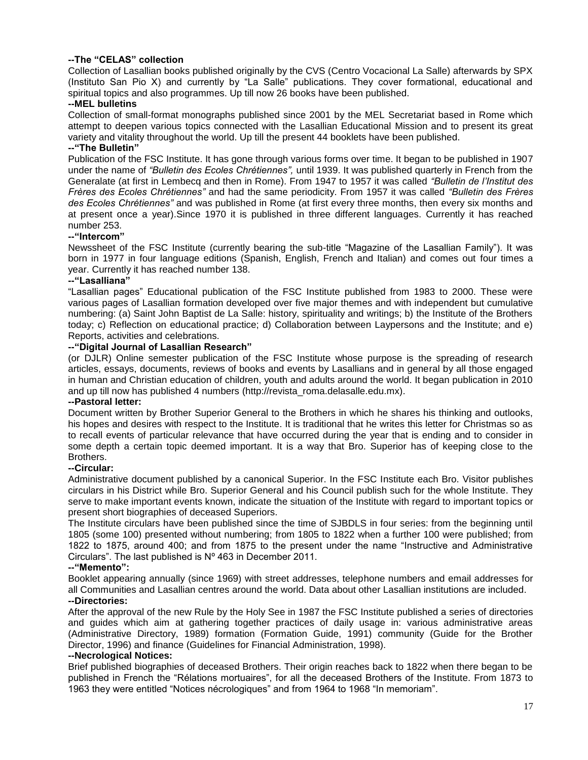**--The "CELAS" collection**

Collection of Lasallian books published originally by the CVS (Centro Vocacional La Salle) afterwards by SPX (Instituto San Pio X) and currently by "La Salle" publications. They cover formational, educational and spiritual topics and also programmes. Up till now 26 books have been published.

**--MEL bulletins**

Collection of small-format monographs published since 2001 by the MEL Secretariat based in Rome which attempt to deepen various topics connected with the Lasallian Educational Mission and to present its great variety and vitality throughout the world. Up till the present 44 booklets have been published.

**--"The Bulletin"**

Publication of the FSC Institute. It has gone through various forms over time. It began to be published in 1907 under the name of *"Bulletin des Ecoles Chrétiennes",* until 1939. It was published quarterly in French from the Generalate (at first in Lembecq and then in Rome). From 1947 to 1957 it was called *"Bulletin de l'Institut des Frères des Ecoles Chrétiennes"* and had the same periodicity. From 1957 it was called *"Bulletin des Frères des Ecoles Chrétiennes"* and was published in Rome (at first every three months, then every six months and at present once a year).Since 1970 it is published in three different languages. Currently it has reached number 253.

**--"Intercom"**

Newssheet of the FSC Institute (currently bearing the sub-title "Magazine of the Lasallian Family"). It was born in 1977 in four language editions (Spanish, English, French and Italian) and comes out four times a year. Currently it has reached number 138.

**--"Lasalliana"**

"Lasallian pages" Educational publication of the FSC Institute published from 1983 to 2000. These were various pages of Lasallian formation developed over five major themes and with independent but cumulative numbering: (a) Saint John Baptist de La Salle: history, spirituality and writings; b) the Institute of the Brothers today; c) Reflection on educational practice; d) Collaboration between Laypersons and the Institute; and e) Reports, activities and celebrations.

**--"Digital Journal of Lasallian Research"**

(or DJLR) Online semester publication of the FSC Institute whose purpose is the spreading of research articles, essays, documents, reviews of books and events by Lasallians and in general by all those engaged in human and Christian education of children, youth and adults around the world. It began publication in 2010 and up till now has published 4 numbers (http://revista_roma.delasalle.edu.mx).

**--Pastoral letter:**

Document written by Brother Superior General to the Brothers in which he shares his thinking and outlooks, his hopes and desires with respect to the Institute. It is traditional that he writes this letter for Christmas so as to recall events of particular relevance that have occurred during the year that is ending and to consider in some depth a certain topic deemed important. It is a way that Bro. Superior has of keeping close to the Brothers.

**--Circular:**

Administrative document published by a canonical Superior. In the FSC Institute each Bro. Visitor publishes circulars in his District while Bro. Superior General and his Council publish such for the whole Institute. They serve to make important events known, indicate the situation of the Institute with regard to important topics or present short biographies of deceased Superiors.

The Institute circulars have been published since the time of SJBDLS in four series: from the beginning until 1805 (some 100) presented without numbering; from 1805 to 1822 when a further 100 were published; from 1822 to 1875, around 400; and from 1875 to the present under the name "Instructive and Administrative Circulars". The last published is Nº 463 in December 2011.

**--"Memento":**

Booklet appearing annually (since 1969) with street addresses, telephone numbers and email addresses for all Communities and Lasallian centres around the world. Data about other Lasallian institutions are included.

**--Directories:**

After the approval of the new Rule by the Holy See in 1987 the FSC Institute published a series of directories and guides which aim at gathering together practices of daily usage in: various administrative areas (Administrative Directory, 1989) formation (Formation Guide, 1991) community (Guide for the Brother Director, 1996) and finance (Guidelines for Financial Administration, 1998).

**--Necrological Notices:**

Brief published biographies of deceased Brothers. Their origin reaches back to 1822 when there began to be published in French the "Rélations mortuaires", for all the deceased Brothers of the Institute. From 1873 to 1963 they were entitled "Notices nécrologiques" and from 1964 to 1968 "In memoriam".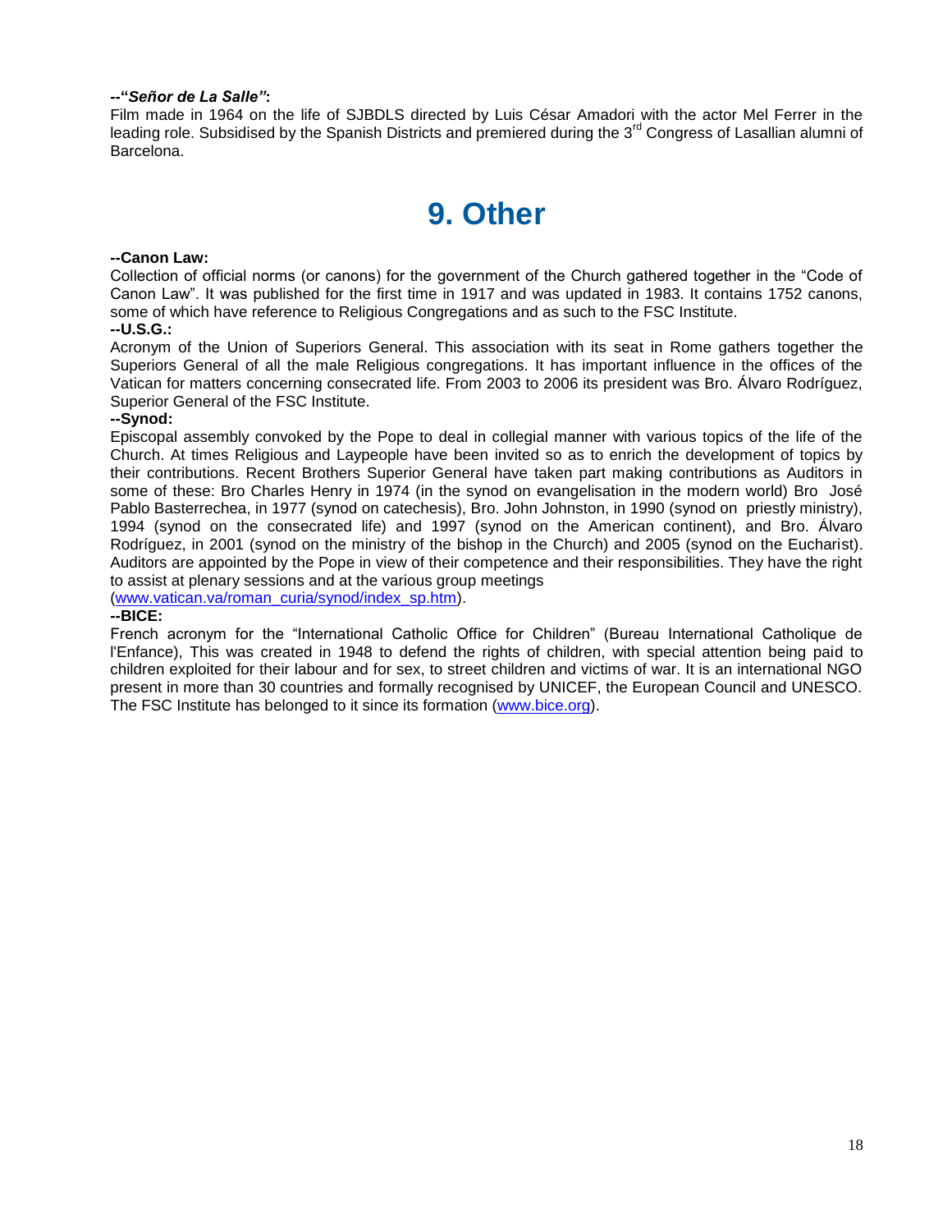**--"*Señor de La Salle"*:**
Film made in 1964 on the life of SJBDLS directed by Luis César Amadori with the actor Mel Ferrer in the leading role. Subsidised by the Spanish Districts and premiered during the 3rd Congress of Lasallian alumni of Barcelona.

# 9. Other

**--Canon Law:**
Collection of official norms (or canons) for the government of the Church gathered together in the "Code of Canon Law". It was published for the first time in 1917 and was updated in 1983. It contains 1752 canons, some of which have reference to Religious Congregations and as such to the FSC Institute.
**--U.S.G.:**
Acronym of the Union of Superiors General. This association with its seat in Rome gathers together the Superiors General of all the male Religious congregations. It has important influence in the offices of the Vatican for matters concerning consecrated life. From 2003 to 2006 its president was Bro. Álvaro Rodríguez, Superior General of the FSC Institute.
**--Synod:**
Episcopal assembly convoked by the Pope to deal in collegial manner with various topics of the life of the Church. At times Religious and Laypeople have been invited so as to enrich the development of topics by their contributions. Recent Brothers Superior General have taken part making contributions as Auditors in some of these: Bro Charles Henry in 1974 (in the synod on evangelisation in the modern world) Bro José Pablo Basterrechea, in 1977 (synod on catechesis), Bro. John Johnston, in 1990 (synod on priestly ministry), 1994 (synod on the consecrated life) and 1997 (synod on the American continent), and Bro. Álvaro Rodríguez, in 2001 (synod on the ministry of the bishop in the Church) and 2005 (synod on the Eucharist). Auditors are appointed by the Pope in view of their competence and their responsibilities. They have the right to assist at plenary sessions and at the various group meetings
(www.vatican.va/roman_curia/synod/index_sp.htm).
**--BICE:**
French acronym for the "International Catholic Office for Children" (Bureau International Catholique de l'Enfance), This was created in 1948 to defend the rights of children, with special attention being paid to children exploited for their labour and for sex, to street children and victims of war. It is an international NGO present in more than 30 countries and formally recognised by UNICEF, the European Council and UNESCO. The FSC Institute has belonged to it since its formation (www.bice.org).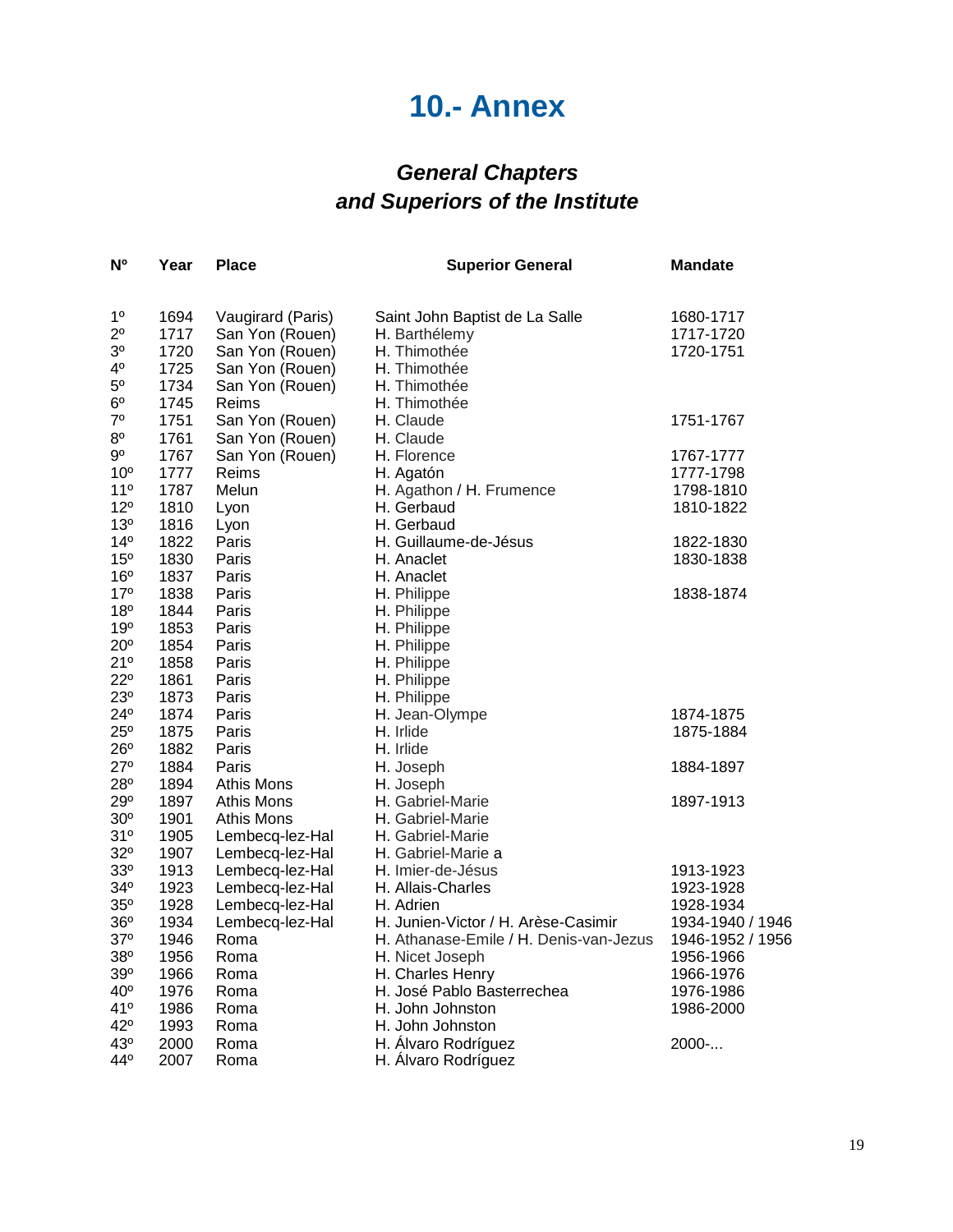# 10.- Annex

## *General Chapters and Superiors of the Institute*

| Nº | Year | Place | Superior General | Mandate |
|---|---|---|---|---|
| 1º | 1694 | Vaugirard (Paris) | Saint John Baptist de La Salle | 1680-1717 |
| 2º | 1717 | San Yon (Rouen) | H. Barthélemy | 1717-1720 |
| 3º | 1720 | San Yon (Rouen) | H. Thimothée | 1720-1751 |
| 4º | 1725 | San Yon (Rouen) | H. Thimothée | |
| 5º | 1734 | San Yon (Rouen) | H. Thimothée | |
| 6º | 1745 | Reims | H. Thimothée | |
| 7º | 1751 | San Yon (Rouen) | H. Claude | 1751-1767 |
| 8º | 1761 | San Yon (Rouen) | H. Claude | |
| 9º | 1767 | San Yon (Rouen) | H. Florence | 1767-1777 |
| 10º | 1777 | Reims | H. Agatón | 1777-1798 |
| 11º | 1787 | Melun | H. Agathon / H. Frumence | 1798-1810 |
| 12º | 1810 | Lyon | H. Gerbaud | 1810-1822 |
| 13º | 1816 | Lyon | H. Gerbaud | |
| 14º | 1822 | Paris | H. Guillaume-de-Jésus | 1822-1830 |
| 15º | 1830 | Paris | H. Anaclet | 1830-1838 |
| 16º | 1837 | Paris | H. Anaclet | |
| 17º | 1838 | Paris | H. Philippe | 1838-1874 |
| 18º | 1844 | Paris | H. Philippe | |
| 19º | 1853 | Paris | H. Philippe | |
| 20º | 1854 | Paris | H. Philippe | |
| 21º | 1858 | Paris | H. Philippe | |
| 22º | 1861 | Paris | H. Philippe | |
| 23º | 1873 | Paris | H. Philippe | |
| 24º | 1874 | Paris | H. Jean-Olympe | 1874-1875 |
| 25º | 1875 | Paris | H. Irlide | 1875-1884 |
| 26º | 1882 | Paris | H. Irlide | |
| 27º | 1884 | Paris | H. Joseph | 1884-1897 |
| 28º | 1894 | Athis Mons | H. Joseph | |
| 29º | 1897 | Athis Mons | H. Gabriel-Marie | 1897-1913 |
| 30º | 1901 | Athis Mons | H. Gabriel-Marie | |
| 31º | 1905 | Lembecq-lez-Hal | H. Gabriel-Marie | |
| 32º | 1907 | Lembecq-lez-Hal | H. Gabriel-Marie a | |
| 33º | 1913 | Lembecq-lez-Hal | H. Imier-de-Jésus | 1913-1923 |
| 34º | 1923 | Lembecq-lez-Hal | H. Allais-Charles | 1923-1928 |
| 35º | 1928 | Lembecq-lez-Hal | H. Adrien | 1928-1934 |
| 36º | 1934 | Lembecq-lez-Hal | H. Junien-Victor / H. Arèse-Casimir | 1934-1940 / 1946 |
| 37º | 1946 | Roma | H. Athanase-Emile / H. Denis-van-Jezus | 1946-1952 / 1956 |
| 38º | 1956 | Roma | H. Nicet Joseph | 1956-1966 |
| 39º | 1966 | Roma | H. Charles Henry | 1966-1976 |
| 40º | 1976 | Roma | H. José Pablo Basterrechea | 1976-1986 |
| 41º | 1986 | Roma | H. John Johnston | 1986-2000 |
| 42º | 1993 | Roma | H. John Johnston | |
| 43º | 2000 | Roma | H. Álvaro Rodríguez | 2000-... |
| 44º | 2007 | Roma | H. Álvaro Rodríguez | |